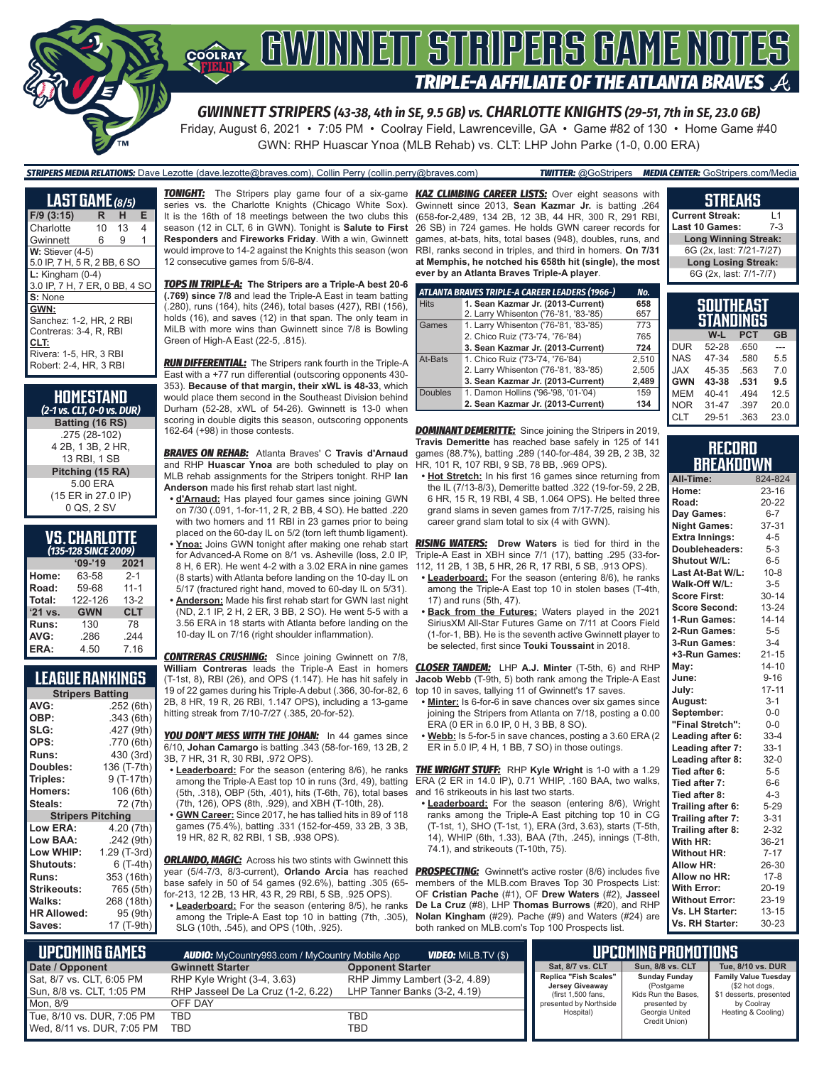# GWINNETT STRIPERS GAME NOTES

## TRIPLE-A AFFILIATE OF THE ATLANTA BRAVES

### GWINNETT STRIPERS (43-38, 4th in SE, 9.5 GB) vs. CHARLOTTE KNIGHTS (29-51, 7th in SE, 23.0 GB)

Friday, August 6, 2021 • 7:05 PM • Coolray Field, Lawrenceville, GA • Game #82 of 130 • Home Game #40

GWN: RHP Huascar Ynoa (MLB Rehab) vs. CLT: LHP John Parke (1-0, 0.00 ERA)

**STRIPERS MEDIA RELATIONS:** Dave Lezotte (dave.lezotte@braves.com), Collin Perry (collin.perry@braves.com) **TWITTER:** @GoStripers **MEDIA CENTER:** GoStripers.com/Media

## LAST GAME (8/5)

| F/9 (3:15) | R | H | E |
|---|---|---|---|
| Charlotte | 10 | 13 | 4 |
| Gwinnett | 6 | 9 | 1 |

**W:** Stiever (4-5)
5.0 IP, 7 H, 5 R, 2 BB, 6 SO

**L:** Kingham (0-4)
3.0 IP, 7 H, 7 ER, 0 BB, 4 SO

**S:** None

**GWN:**
Sanchez: 1-2, HR, 2 RBI
Contreras: 3-4, R, RBI

**CLT:**
Rivera: 1-5, HR, 3 RBI
Robert: 2-4, HR, 3 RBI

## HOMESTAND
*(2-1 vs. CLT, 0-0 vs. DUR)*

**Batting (16 RS)**
.275 (28-102)
4 2B, 1 3B, 2 HR,
13 RBI, 1 SB

**Pitching (15 RA)**
5.00 ERA
(15 ER in 27.0 IP)
0 QS, 2 SV

## VS. CHARLOTTE
*(135-128 SINCE 2009)*

| | '09-'19 | 2021 |
|---|---|---|
| Home: | 63-58 | 2-1 |
| Road: | 59-68 | 11-1 |
| Total: | 122-126 | 13-2 |
| '21 vs. | GWN | CLT |
| Runs: | 130 | 78 |
| AVG: | .286 | .244 |
| ERA: | 4.50 | 7.16 |

## LEAGUE RANKINGS

| Stripers Batting | |
|---|---|
| AVG: | .252 (6th) |
| OBP: | .343 (6th) |
| SLG: | .427 (9th) |
| OPS: | .770 (6th) |
| Runs: | 430 (3rd) |
| Doubles: | 136 (T-7th) |
| Triples: | 9 (T-17th) |
| Homers: | 106 (6th) |
| Steals: | 72 (7th) |
| **Stripers Pitching** | |
| Low ERA: | 4.20 (7th) |
| Low BAA: | .242 (9th) |
| Low WHIP: | 1.29 (T-3rd) |
| Shutouts: | 6 (T-4th) |
| Runs: | 353 (16th) |
| Strikeouts: | 765 (5th) |
| Walks: | 268 (18th) |
| HR Allowed: | 95 (9th) |
| Saves: | 17 (T-9th) |

**TONIGHT:** The Stripers play game four of a six-game series vs. the Charlotte Knights (Chicago White Sox). It is the 16th of 18 meetings between the two clubs this season (12 in CLT, 6 in GWN). Tonight is **Salute to First Responders** and **Fireworks Friday**. With a win, Gwinnett would improve to 14-2 against the Knights this season (won 12 consecutive games from 5/6-8/4.

**TOPS IN TRIPLE-A:** **The Stripers are a Triple-A best 20-6 (.769) since 7/8** and lead the Triple-A East in team batting (.280), runs (164), hits (246), total bases (427), RBI (156), holds (16), and saves (12) in that span. The only team in MiLB with more wins than Gwinnett since 7/8 is Bowling Green of High-A East (22-5, .815).

**RUN DIFFERENTIAL:** The Stripers rank fourth in the Triple-A East with a +77 run differential (outscoring opponents 430-353). **Because of that margin, their xWL is 48-33**, which would place them second in the Southeast Division behind Durham (52-28, xWL of 54-26). Gwinnett is 13-0 when scoring in double digits this season, outscoring opponents 162-64 (+98) in those contests.

**BRAVES ON REHAB:** Atlanta Braves' C **Travis d'Arnaud** and RHP **Huascar Ynoa** are both scheduled to play on MLB rehab assignments for the Stripers tonight. RHP **Ian Anderson** made his first rehab start last night.

- **d'Arnaud:** Has played four games since joining GWN on 7/30 (.091, 1-for-11, 2 R, 2 BB, 4 SO). He batted .220 with two homers and 11 RBI in 23 games prior to being placed on the 60-day IL on 5/2 (torn left thumb ligament).
- **Ynoa:** Joins GWN tonight after making one rehab start for Advanced-A Rome on 8/1 vs. Asheville (loss, 2.0 IP, 8 H, 6 ER). He went 4-2 with a 3.02 ERA in nine games (8 starts) with Atlanta before landing on the 10-day IL on 5/17 (fractured right hand, moved to 60-day IL on 5/31).
- **Anderson:** Made his first rehab start for GWN last night (ND, 2.1 IP, 2 H, 2 ER, 3 BB, 2 SO). He went 5-5 with a 3.56 ERA in 18 starts with Atlanta before landing on the 10-day IL on 7/16 (right shoulder inflammation).

**CONTRERAS CRUSHING:** Since joining Gwinnett on 7/8, **William Contreras** leads the Triple-A East in homers (T-1st, 8), RBI (26), and OPS (1.147). He has hit safely in 19 of 22 games during his Triple-A debut (.366, 30-for-82, 6 2B, 8 HR, 19 R, 26 RBI, 1.147 OPS), including a 13-game hitting streak from 7/10-7/27 (.385, 20-for-52).

**YOU DON'T MESS WITH THE JOHAN:** In 44 games since 6/10, **Johan Camargo** is batting .343 (58-for-169, 13 2B, 2 3B, 7 HR, 31 R, 30 RBI, .972 OPS).

- **Leaderboard:** For the season (entering 8/6), he ranks among the Triple-A East top 10 in runs (3rd, 49), batting (5th, .318), OBP (5th, .401), hits (T-6th, 76), total bases (7th, 126), OPS (8th, .929), and XBH (T-10th, 28).
- **GWN Career:** Since 2017, he has tallied hits in 89 of 118 games (75.4%), batting .331 (152-for-459, 33 2B, 3 3B, 19 HR, 82 R, 82 RBI, 1 SB, .938 OPS).

**ORLANDO, MAGIC:** Across his two stints with Gwinnett this year (5/4-7/3, 8/3-current), **Orlando Arcia** has reached base safely in 50 of 54 games (92.6%), batting .305 (65-for-213, 12 2B, 13 HR, 43 R, 29 RBI, 5 SB, .925 OPS).

- **Leaderboard:** For the season (entering 8/5), he ranks among the Triple-A East top 10 in batting (7th, .305), SLG (10th, .545), and OPS (10th, .925).

**KAZ CLIMBING CAREER LISTS:** Over eight seasons with Gwinnett since 2013, **Sean Kazmar Jr.** is batting .264 (658-for-2,489, 134 2B, 12 3B, 44 HR, 300 R, 291 RBI, 26 SB) in 724 games. He holds GWN career records for games, at-bats, hits, total bases (948), doubles, runs, and RBI, ranks second in triples, and third in homers. **On 7/31 at Memphis, he notched his 658th hit (single), the most ever by an Atlanta Braves Triple-A player**.

| ATLANTA BRAVES TRIPLE-A CAREER LEADERS (1966-) | | No. |
|---|---|---|
| Hits | 1. Sean Kazmar Jr. (2013-Current) | 658 |
| | 2. Larry Whisenton ('76-'81, '83-'85) | 657 |
| Games | 1. Larry Whisenton ('76-'81, '83-'85) | 773 |
| | 2. Chico Ruiz ('73-'74, '76-'84) | 765 |
| | 3. Sean Kazmar Jr. (2013-Current) | 724 |
| At-Bats | 1. Chico Ruiz ('73-'74, '76-'84) | 2,510 |
| | 2. Larry Whisenton ('76-'81, '83-'85) | 2,505 |
| | 3. Sean Kazmar Jr. (2013-Current) | 2,489 |
| Doubles | 1. Damon Hollins ('96-'98, '01-'04) | 159 |
| | 2. Sean Kazmar Jr. (2013-Current) | 134 |

**DOMINANT DEMERITTE:** Since joining the Stripers in 2019, **Travis Demeritte** has reached base safely in 125 of 141 games (88.7%), batting .289 (140-for-484, 39 2B, 2 3B, 32 HR, 101 R, 107 RBI, 9 SB, 78 BB, .969 OPS).

- **Hot Stretch:** In his first 16 games since returning from the IL (7/13-8/3), Demeritte batted .322 (19-for-59, 2 2B, 6 HR, 15 R, 19 RBI, 4 SB, 1.064 OPS). He belted three grand slams in seven games from 7/17-7/25, raising his career grand slam total to six (4 with GWN).

**RISING WATERS:** **Drew Waters** is tied for third in the Triple-A East in XBH since 7/1 (17), batting .295 (33-for-112, 11 2B, 1 3B, 5 HR, 26 R, 17 RBI, 5 SB, .913 OPS).

- **Leaderboard:** For the season (entering 8/6), he ranks among the Triple-A East top 10 in stolen bases (T-4th, 17) and runs (5th, 47).
- **Back from the Futures:** Waters played in the 2021 SiriusXM All-Star Futures Game on 7/11 at Coors Field (1-for-1, BB). He is the seventh active Gwinnett player to be selected, first since **Touki Toussaint** in 2018.

**CLOSER TANDEM:** LHP **A.J. Minter** (T-5th, 6) and RHP **Jacob Webb** (T-9th, 5) both rank among the Triple-A East top 10 in saves, tallying 11 of Gwinnett's 17 saves.

- **Minter:** Is 6-for-6 in save chances over six games since joining the Stripers from Atlanta on 7/18, posting a 0.00 ERA (0 ER in 6.0 IP, 0 H, 3 BB, 8 SO).
- **Webb:** Is 5-for-5 in save chances, posting a 3.60 ERA (2 ER in 5.0 IP, 4 H, 1 BB, 7 SO) in those outings.

**THE WRIGHT STUFF:** RHP **Kyle Wright** is 1-0 with a 1.29 ERA (2 ER in 14.0 IP), 0.71 WHIP, .160 BAA, two walks, and 16 strikeouts in his last two starts.

- **Leaderboard:** For the season (entering 8/6), Wright ranks among the Triple-A East pitching top 10 in CG (T-1st, 1), SHO (T-1st, 1), ERA (3rd, 3.63), starts (T-5th, 14), WHIP (6th, 1.33), BAA (7th, .245), innings (T-8th, 74.1), and strikeouts (T-10th, 75).

**PROSPECTING:** Gwinnett's active roster (8/6) includes five members of the MLB.com Braves Top 30 Prospects List: OF **Cristian Pache** (#1), OF **Drew Waters** (#2), **Jasseel De La Cruz** (#8), LHP **Thomas Burrows** (#20), and RHP **Nolan Kingham** (#29). Pache (#9) and Waters (#24) are both ranked on MLB.com's Top 100 Prospects List.

## STREAKS

| | |
|---|---|
| Current Streak: | L1 |
| Last 10 Games: | 7-3 |
| **Long Winning Streak:** | |
| 6G (2x, last: 7/21-7/27) | |
| **Long Losing Streak:** | |
| 6G (2x, last: 7/1-7/7) | |

## SOUTHEAST STANDINGS

| | W-L | PCT | GB |
|---|---|---|---|
| DUR | 52-28 | .650 | --- |
| NAS | 47-34 | .580 | 5.5 |
| JAX | 45-35 | .563 | 7.0 |
| **GWN** | **43-38** | **.531** | **9.5** |
| MEM | 40-41 | .494 | 12.5 |
| NOR | 31-47 | .397 | 20.0 |
| CLT | 29-51 | .363 | 23.0 |

## RECORD BREAKDOWN

| | |
|---|---|
| All-Time: | 824-824 |
| Home: | 23-16 |
| Road: | 20-22 |
| Day Games: | 6-7 |
| Night Games: | 37-31 |
| Extra Innings: | 4-5 |
| Doubleheaders: | 5-3 |
| Shutout W/L: | 6-5 |
| Last At-Bat W/L: | 10-8 |
| Walk-Off W/L: | 3-5 |
| Score First: | 30-14 |
| Score Second: | 13-24 |
| 1-Run Games: | 14-14 |
| 2-Run Games: | 5-5 |
| 3-Run Games: | 3-4 |
| +3-Run Games: | 21-15 |
| May: | 14-10 |
| June: | 9-16 |
| July: | 17-11 |
| August: | 3-1 |
| September: | 0-0 |
| "Final Stretch": | 0-0 |
| Leading after 6: | 33-4 |
| Leading after 7: | 33-1 |
| Leading after 8: | 32-0 |
| Tied after 6: | 5-5 |
| Tied after 7: | 6-6 |
| Tied after 8: | 4-3 |
| Trailing after 6: | 5-29 |
| Trailing after 7: | 3-31 |
| Trailing after 8: | 2-32 |
| With HR: | 36-21 |
| Without HR: | 7-17 |
| Allow HR: | 26-30 |
| Allow no HR: | 17-8 |
| With Error: | 20-19 |
| Without Error: | 23-19 |
| Vs. LH Starter: | 13-15 |
| Vs. RH Starter: | 30-23 |

## UPCOMING GAMES

**AUDIO:** MyCountry993.com / MyCountry Mobile App **VIDEO:** MiLB.TV ($)

| Date / Opponent | Gwinnett Starter | Opponent Starter |
|---|---|---|
| Sat, 8/7 vs. CLT, 6:05 PM | RHP Kyle Wright (3-4, 3.63) | RHP Jimmy Lambert (3-2, 4.89) |
| Sun, 8/8 vs. CLT, 1:05 PM | RHP Jasseel De La Cruz (1-2, 6.22) | LHP Tanner Banks (3-2, 4.19) |
| Mon, 8/9 | OFF DAY | |
| Tue, 8/10 vs. DUR, 7:05 PM | TBD | TBD |
| Wed, 8/11 vs. DUR, 7:05 PM | TBD | TBD |

## UPCOMING PROMOTIONS

| Sat, 8/7 vs. CLT | Sun, 8/8 vs. CLT | Tue, 8/10 vs. DUR |
|---|---|---|
| Replica "Fish Scales" Jersey Giveaway (first 1,500 fans, presented by Northside Hospital) | Sunday Funday (Postgame Kids Run the Bases, presented by Georgia United Credit Union) | Family Value Tuesday ($2 hot dogs, $1 desserts, presented by Coolray Heating & Cooling) |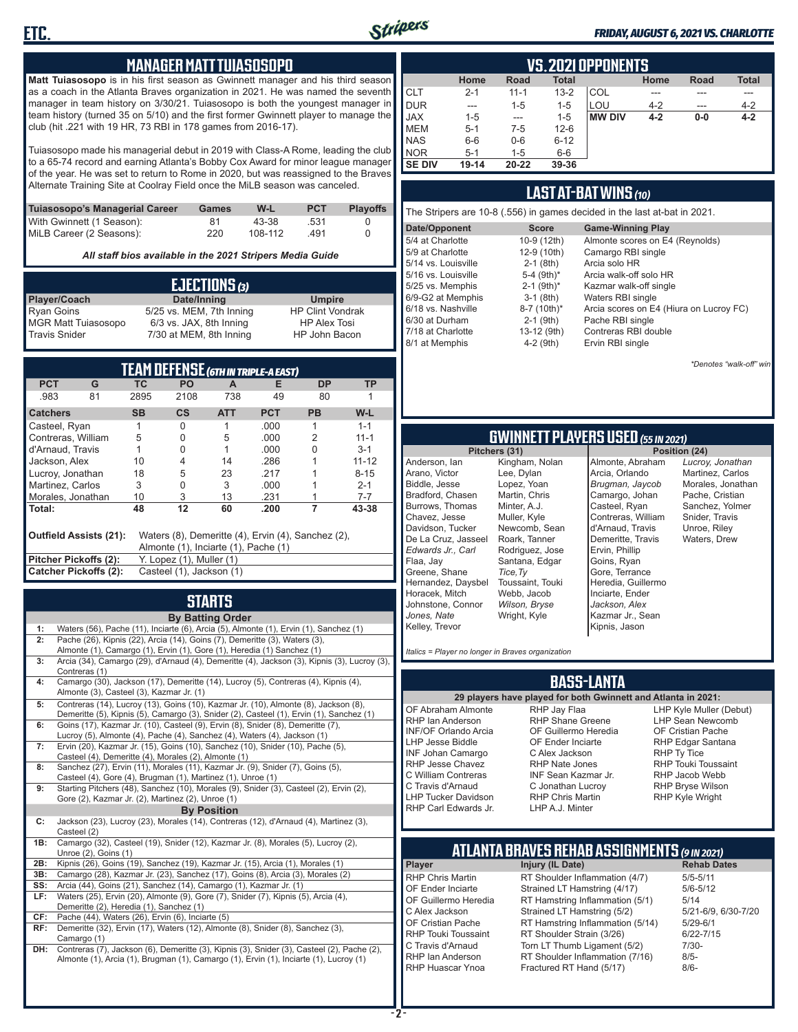## MANAGER MATT TUIASOSOPO

**Matt Tuiasosopo** is in his first season as Gwinnett manager and his third season as a coach in the Atlanta Braves organization in 2021. He was named the seventh manager in team history on 3/30/21. Tuiasosopo is both the youngest manager in team history (turned 35 on 5/10) and the first former Gwinnett player to manage the club (hit .221 with 19 HR, 73 RBI in 178 games from 2016-17).

Tuiasosopo made his managerial debut in 2019 with Class-A Rome, leading the club to a 65-74 record and earning Atlanta's Bobby Cox Award for minor league manager of the year. He was set to return to Rome in 2020, but was reassigned to the Braves Alternate Training Site at Coolray Field once the MiLB season was canceled.

| Tuiasosopo's Managerial Career | Games | W-L | PCT | Playoffs |
|---|---|---|---|---|
| With Gwinnett (1 Season): | 81 | 43-38 | .531 | 0 |
| MiLB Career (2 Seasons): | 220 | 108-112 | .491 | 0 |

*All staff bios available in the 2021 Stripers Media Guide*

## EJECTIONS (3)

| Player/Coach | Date/Inning | Umpire |
|---|---|---|
| Ryan Goins | 5/25 vs. MEM, 7th Inning | HP Clint Vondrak |
| MGR Matt Tuiasosopo | 6/3 vs. JAX, 8th Inning | HP Alex Tosi |
| Travis Snider | 7/30 at MEM, 8th Inning | HP John Bacon |

## TEAM DEFENSE (6TH IN TRIPLE-A EAST)

| PCT | G | TC | PO | A | E | DP | TP |
|---|---|---|---|---|---|---|---|
| .983 | 81 | 2895 | 2108 | 738 | 49 | 80 | 1 |

| Catchers | SB | CS | ATT | PCT | PB | W-L |
|---|---|---|---|---|---|---|
| Casteel, Ryan | 1 | 0 | 1 | .000 | 1 | 1-1 |
| Contreras, William | 5 | 0 | 5 | .000 | 2 | 11-1 |
| d'Arnaud, Travis | 1 | 0 | 1 | .000 | 0 | 3-1 |
| Jackson, Alex | 10 | 4 | 14 | .286 | 1 | 11-12 |
| Lucroy, Jonathan | 18 | 5 | 23 | .217 | 1 | 8-15 |
| Martinez, Carlos | 3 | 0 | 3 | .000 | 1 | 2-1 |
| Morales, Jonathan | 10 | 3 | 13 | .231 | 1 | 7-7 |
| **Total:** | **48** | **12** | **60** | **.200** | **7** | **43-38** |

**Outfield Assists (21):** Waters (8), Demeritte (4), Ervin (4), Sanchez (2), Almonte (1), Inciarte (1), Pache (1)

**Pitcher Pickoffs (2):** Y. Lopez (1), Muller (1)

**Catcher Pickoffs (2):** Casteel (1), Jackson (1)

## STARTS

**By Batting Order**

| | |
|---|---|
| 1: | Waters (56), Pache (11), Inciarte (6), Arcia (5), Almonte (1), Ervin (1), Sanchez (1) |
| 2: | Pache (26), Kipnis (22), Arcia (14), Goins (7), Demeritte (3), Waters (3), Almonte (1), Camargo (1), Ervin (1), Gore (1), Heredia (1) Sanchez (1) |
| 3: | Arcia (34), Camargo (29), d'Arnaud (4), Demeritte (4), Jackson (3), Kipnis (3), Lucroy (3), Contreras (1) |
| 4: | Camargo (30), Jackson (17), Demeritte (14), Lucroy (5), Contreras (4), Kipnis (4), Almonte (3), Casteel (3), Kazmar Jr. (1) |
| 5: | Contreras (14), Lucroy (13), Goins (10), Kazmar Jr. (10), Almonte (8), Jackson (8), Demeritte (5), Kipnis (5), Camargo (5), Snider (2), Casteel (1), Ervin (1), Sanchez (1) |
| 6: | Goins (17), Kazmar Jr. (10), Casteel (9), Ervin (8), Snider (8), Demeritte (7), Lucroy (5), Almonte (4), Pache (4), Sanchez (4), Waters (4), Jackson (1) |
| 7: | Ervin (20), Kazmar Jr. (15), Goins (10), Sanchez (10), Snider (10), Pache (5), Casteel (4), Demeritte (4), Morales (2), Almonte (1) |
| 8: | Sanchez (27), Ervin (11), Morales (11), Kazmar Jr. (9), Snider (7), Goins (5), Casteel (4), Gore (4), Brugman (1), Martinez (1), Unroe (1) |
| 9: | Starting Pitchers (48), Sanchez (10), Morales (9), Snider (3), Casteel (2), Ervin (2), Gore (2), Kazmar Jr. (2), Martinez (2), Unroe (1) |

**By Position**

| | |
|---|---|
| C: | Jackson (23), Lucroy (23), Morales (14), Contreras (12), d'Arnaud (4), Martinez (3), Casteel (2) |
| 1B: | Camargo (32), Casteel (19), Snider (12), Kazmar Jr. (8), Morales (5), Lucroy (2), Unroe (2), Goins (1) |
| 2B: | Kipnis (26), Goins (19), Sanchez (19), Kazmar Jr. (15), Arcia (1), Morales (1) |
| 3B: | Camargo (28), Kazmar Jr. (23), Sanchez (17), Goins (8), Arcia (3), Morales (2) |
| SS: | Arcia (44), Goins (21), Sanchez (14), Camargo (1), Kazmar Jr. (1) |
| LF: | Waters (25), Ervin (20), Almonte (9), Gore (7), Snider (7), Kipnis (5), Arcia (4), Demeritte (2), Heredia (1), Sanchez (1) |
| CF: | Pache (44), Waters (26), Ervin (6), Inciarte (5) |
| RF: | Demeritte (32), Ervin (17), Waters (12), Almonte (8), Snider (8), Sanchez (3), Camargo (1) |
| DH: | Contreras (7), Jackson (6), Demeritte (3), Kipnis (3), Snider (3), Casteel (2), Pache (2), Almonte (1), Arcia (1), Brugman (1), Camargo (1), Ervin (1), Inciarte (1), Lucroy (1) |

## VS. 2021 OPPONENTS

| | Home | Road | Total | | Home | Road | Total |
|---|---|---|---|---|---|---|---|
| CLT | 2-1 | 11-1 | 13-2 | COL | --- | --- | --- |
| DUR | --- | 1-5 | 1-5 | LOU | 4-2 | --- | 4-2 |
| JAX | 1-5 | --- | 1-5 | **MW DIV** | **4-2** | **0-0** | **4-2** |
| MEM | 5-1 | 7-5 | 12-6 | | | | |
| NAS | 6-6 | 0-6 | 6-12 | | | | |
| NOR | 5-1 | 1-5 | 6-6 | | | | |
| **SE DIV** | **19-14** | **20-22** | **39-36** | | | | |

## LAST AT-BAT WINS (10)

The Stripers are 10-8 (.556) in games decided in the last at-bat in 2021.

| Date/Opponent | Score | Game-Winning Play |
|---|---|---|
| 5/4 at Charlotte | 10-9 (12th) | Almonte scores on E4 (Reynolds) |
| 5/9 at Charlotte | 12-9 (10th) | Camargo RBI single |
| 5/14 vs. Louisville | 2-1 (8th) | Arcia solo HR |
| 5/16 vs. Louisville | 5-4 (9th)* | Arcia walk-off solo HR |
| 5/25 vs. Memphis | 2-1 (9th)* | Kazmar walk-off single |
| 6/9-G2 at Memphis | 3-1 (8th) | Waters RBI single |
| 6/18 vs. Nashville | 8-7 (10th)* | Arcia scores on E4 (Hiura on Lucroy FC) |
| 6/30 at Durham | 2-1 (9th) | Pache RBI single |
| 7/18 at Charlotte | 13-12 (9th) | Contreras RBI double |
| 8/1 at Memphis | 4-2 (9th) | Ervin RBI single |

*\*Denotes "walk-off" win*

## GWINNETT PLAYERS USED (55 IN 2021)

**Pitchers (31):** Anderson, Ian; Arano, Victor; Biddle, Jesse; Bradford, Chasen; Burrows, Thomas; Chavez, Jesse; Davidson, Tucker; De La Cruz, Jasseel; *Edwards Jr., Carl*; Flaa, Jay; Greene, Shane; Hernandez, Daysbel; Horacek, Mitch; Johnstone, Connor; *Jones, Nate*; Kelley, Trevor; Kingham, Nolan; Lee, Dylan; Lopez, Yoan; Martin, Chris; Minter, A.J.; Muller, Kyle; Newcomb, Sean; Roark, Tanner; Rodriguez, Jose; Santana, Edgar; *Tice, Ty*; Toussaint, Touki; Webb, Jacob; *Wilson, Bryse*; Wright, Kyle

**Position (24):** Almonte, Abraham; Arcia, Orlando; *Brugman, Jaycob*; Camargo, Johan; Casteel, Ryan; Contreras, William; d'Arnaud, Travis; Demeritte, Travis; Ervin, Phillip; Goins, Ryan; Gore, Terrance; Heredia, Guillermo; Inciarte, Ender; *Jackson, Alex*; Kazmar Jr., Sean; Kipnis, Jason; *Lucroy, Jonathan*; Martinez, Carlos; Morales, Jonathan; Pache, Cristian; Sanchez, Yolmer; Snider, Travis; Unroe, Riley; Waters, Drew

*Italics = Player no longer in Braves organization*

## BASS-LANTA

**29 players have played for both Gwinnett and Atlanta in 2021:**

OF Abraham Almonte, RHP Ian Anderson, INF/OF Orlando Arcia, LHP Jesse Biddle, INF Johan Camargo, RHP Jesse Chavez, C William Contreras, C Travis d'Arnaud, LHP Tucker Davidson, RHP Carl Edwards Jr., RHP Jay Flaa, RHP Shane Greene, OF Guillermo Heredia, OF Ender Inciarte, C Alex Jackson, RHP Nate Jones, INF Sean Kazmar Jr., C Jonathan Lucroy, RHP Chris Martin, LHP A.J. Minter, LHP Kyle Muller (Debut), LHP Sean Newcomb, OF Cristian Pache, RHP Edgar Santana, RHP Ty Tice, RHP Touki Toussaint, RHP Jacob Webb, RHP Bryse Wilson, RHP Kyle Wright

## ATLANTA BRAVES REHAB ASSIGNMENTS (9 IN 2021)

| Player | Injury (IL Date) | Rehab Dates |
|---|---|---|
| RHP Chris Martin | RT Shoulder Inflammation (4/7) | 5/5-5/11 |
| OF Ender Inciarte | Strained LT Hamstring (4/17) | 5/6-5/12 |
| OF Guillermo Heredia | RT Hamstring Inflammation (5/1) | 5/14 |
| C Alex Jackson | Strained LT Hamstring (5/2) | 5/21-6/9, 6/30-7/20 |
| OF Cristian Pache | RT Hamstring Inflammation (5/14) | 5/29-6/1 |
| RHP Touki Toussaint | RT Shoulder Strain (3/26) | 6/22-7/15 |
| C Travis d'Arnaud | Torn LT Thumb Ligament (5/2) | 7/30- |
| RHP Ian Anderson | RT Shoulder Inflammation (7/16) | 8/5- |
| RHP Huascar Ynoa | Fractured RT Hand (5/17) | 8/6- |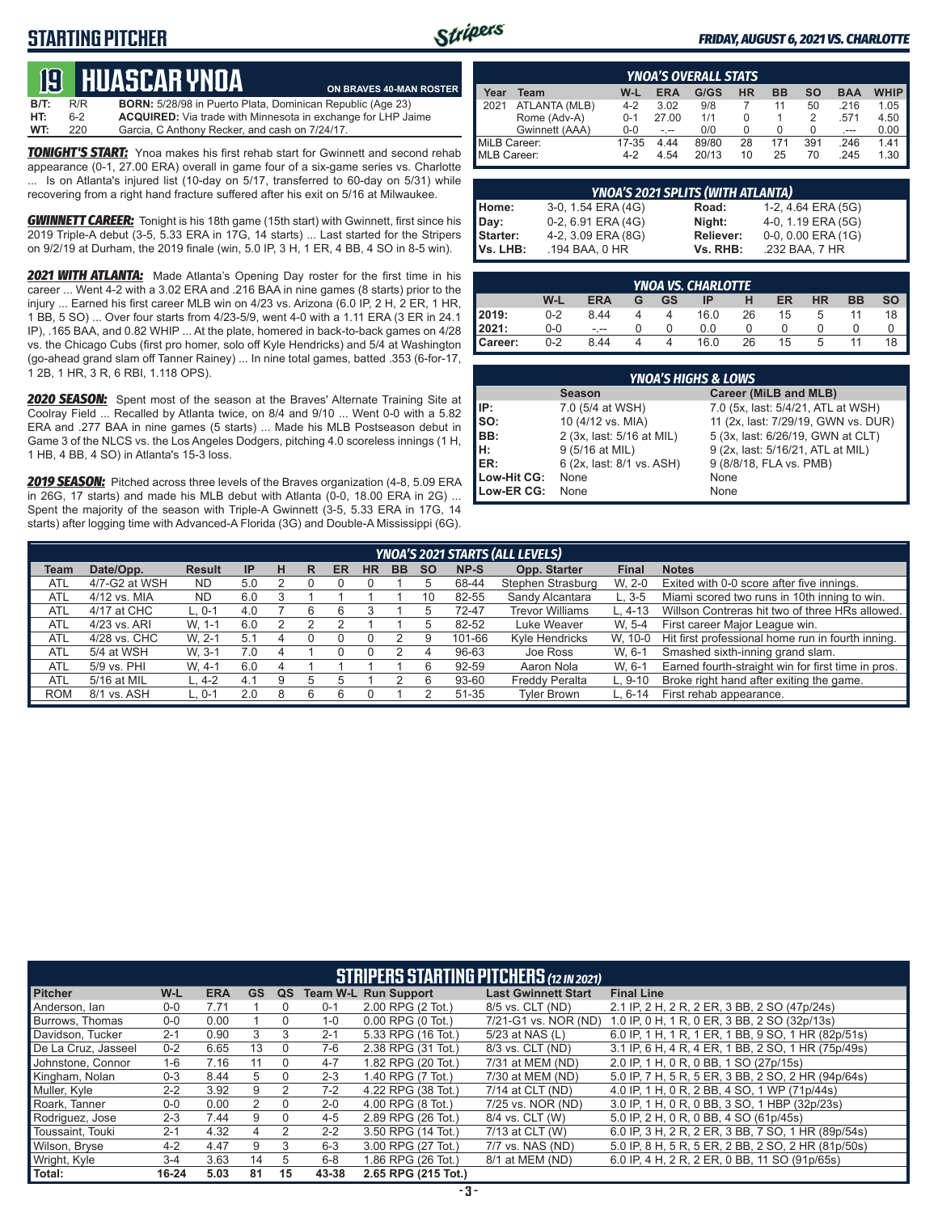## STARTING PITCHER

**FRIDAY, AUGUST 6, 2021 VS. CHARLOTTE**

# 19 HUASCAR YNOA

**ON BRAVES 40-MAN ROSTER**

**B/T:** R/R **BORN:** 5/28/98 in Puerto Plata, Dominican Republic (Age 23)
**HT:** 6-2 **ACQUIRED:** Via trade with Minnesota in exchange for LHP Jaime
**WT:** 220 Garcia, C Anthony Recker, and cash on 7/24/17.

***TONIGHT'S START:*** Ynoa makes his first rehab start for Gwinnett and second rehab appearance (0-1, 27.00 ERA) overall in game four of a six-game series vs. Charlotte ... Is on Atlanta's injured list (10-day on 5/17, transferred to 60-day on 5/31) while recovering from a right hand fracture suffered after his exit on 5/16 at Milwaukee.

***GWINNETT CAREER:*** Tonight is his 18th game (15th start) with Gwinnett, first since his 2019 Triple-A debut (3-5, 5.33 ERA in 17G, 14 starts) ... Last started for the Stripers on 9/2/19 at Durham, the 2019 finale (win, 5.0 IP, 3 H, 1 ER, 4 BB, 4 SO in 8-5 win).

***2021 WITH ATLANTA:*** Made Atlanta's Opening Day roster for the first time in his career ... Went 4-2 with a 3.02 ERA and .216 BAA in nine games (8 starts) prior to the injury ... Earned his first career MLB win on 4/23 vs. Arizona (6.0 IP, 2 H, 2 ER, 1 HR, 1 BB, 5 SO) ... Over four starts from 4/23-5/9, went 4-0 with a 1.11 ERA (3 ER in 24.1 IP), .165 BAA, and 0.82 WHIP ... At the plate, homered in back-to-back games on 4/28 vs. the Chicago Cubs (first pro homer, solo off Kyle Hendricks) and 5/4 at Washington (go-ahead grand slam off Tanner Rainey) ... In nine total games, batted .353 (6-for-17, 1 2B, 1 HR, 3 R, 6 RBI, 1.118 OPS).

***2020 SEASON:*** Spent most of the season at the Braves' Alternate Training Site at Coolray Field ... Recalled by Atlanta twice, on 8/4 and 9/10 ... Went 0-0 with a 5.82 ERA and .277 BAA in nine games (5 starts) ... Made his MLB Postseason debut in Game 3 of the NLCS vs. the Los Angeles Dodgers, pitching 4.0 scoreless innings (1 H, 1 HB, 4 BB, 4 SO) in Atlanta's 15-3 loss.

***2019 SEASON:*** Pitched across three levels of the Braves organization (4-8, 5.09 ERA in 26G, 17 starts) and made his MLB debut with Atlanta (0-0, 18.00 ERA in 2G) ... Spent the majority of the season with Triple-A Gwinnett (3-5, 5.33 ERA in 17G, 14 starts) after logging time with Advanced-A Florida (3G) and Double-A Mississippi (6G).

### YNOA'S OVERALL STATS

| Year | Team | W-L | ERA | G/GS | HR | BB | SO | BAA | WHIP |
|---|---|---|---|---|---|---|---|---|---|
| 2021 | ATLANTA (MLB) | 4-2 | 3.02 | 9/8 | 7 | 11 | 50 | .216 | 1.05 |
| | Rome (Adv-A) | 0-1 | 27.00 | 1/1 | 0 | 1 | 2 | .571 | 4.50 |
| | Gwinnett (AAA) | 0-0 | -.-- | 0/0 | 0 | 0 | 0 | .--- | 0.00 |
| MiLB Career: | | 17-35 | 4.44 | 89/80 | 28 | 171 | 391 | .246 | 1.41 |
| MLB Career: | | 4-2 | 4.54 | 20/13 | 10 | 25 | 70 | .245 | 1.30 |

### YNOA'S 2021 SPLITS (WITH ATLANTA)

| | | | |
|---|---|---|---|
| Home: | 3-0, 1.54 ERA (4G) | Road: | 1-2, 4.64 ERA (5G) |
| Day: | 0-2, 6.91 ERA (4G) | Night: | 4-0, 1.19 ERA (5G) |
| Starter: | 4-2, 3.09 ERA (8G) | Reliever: | 0-0, 0.00 ERA (1G) |
| Vs. LHB: | .194 BAA, 0 HR | Vs. RHB: | .232 BAA, 7 HR |

### YNOA VS. CHARLOTTE

| | W-L | ERA | G | GS | IP | H | ER | HR | BB | SO |
|---|---|---|---|---|---|---|---|---|---|---|
| 2019: | 0-2 | 8.44 | 4 | 4 | 16.0 | 26 | 15 | 5 | 11 | 18 |
| 2021: | 0-0 | -.-- | 0 | 0 | 0.0 | 0 | 0 | 0 | 0 | 0 |
| Career: | 0-2 | 8.44 | 4 | 4 | 16.0 | 26 | 15 | 5 | 11 | 18 |

### YNOA'S HIGHS & LOWS

| | Season | Career (MiLB and MLB) |
|---|---|---|
| IP: | 7.0 (5/4 at WSH) | 7.0 (5x, last: 5/4/21, ATL at WSH) |
| SO: | 10 (4/12 vs. MIA) | 11 (2x, last: 7/29/19, GWN vs. DUR) |
| BB: | 2 (3x, last: 5/16 at MIL) | 5 (3x, last: 6/26/19, GWN at CLT) |
| H: | 9 (5/16 at MIL) | 9 (2x, last: 5/16/21, ATL at MIL) |
| ER: | 6 (2x, last: 8/1 vs. ASH) | 9 (8/8/18, FLA vs. PMB) |
| Low-Hit CG: | None | None |
| Low-ER CG: | None | None |

### YNOA'S 2021 STARTS (ALL LEVELS)

| Team | Date/Opp. | Result | IP | H | R | ER | HR | BB | SO | NP-S | Opp. Starter | Final | Notes |
|---|---|---|---|---|---|---|---|---|---|---|---|---|---|
| ATL | 4/7-G2 at WSH | ND | 5.0 | 2 | 0 | 0 | 0 | 1 | 5 | 68-44 | Stephen Strasburg | W, 2-0 | Exited with 0-0 score after five innings. |
| ATL | 4/12 vs. MIA | ND | 6.0 | 3 | 1 | 1 | 1 | 1 | 10 | 82-55 | Sandy Alcantara | L, 3-5 | Miami scored two runs in 10th inning to win. |
| ATL | 4/17 at CHC | L, 0-1 | 4.0 | 7 | 6 | 6 | 3 | 1 | 5 | 72-47 | Trevor Williams | L, 4-13 | Willson Contreras hit two of three HRs allowed. |
| ATL | 4/23 vs. ARI | W, 1-1 | 6.0 | 2 | 2 | 2 | 1 | 1 | 5 | 82-52 | Luke Weaver | W, 5-4 | First career Major League win. |
| ATL | 4/28 vs. CHC | W, 2-1 | 5.1 | 4 | 0 | 0 | 0 | 2 | 9 | 101-66 | Kyle Hendricks | W, 10-0 | Hit first professional home run in fourth inning. |
| ATL | 5/4 at WSH | W, 3-1 | 7.0 | 4 | 1 | 0 | 0 | 2 | 4 | 96-63 | Joe Ross | W, 6-1 | Smashed sixth-inning grand slam. |
| ATL | 5/9 vs. PHI | W, 4-1 | 6.0 | 4 | 1 | 1 | 1 | 1 | 6 | 92-59 | Aaron Nola | W, 6-1 | Earned fourth-straight win for first time in pros. |
| ATL | 5/16 at MIL | L, 4-2 | 4.1 | 9 | 5 | 5 | 1 | 2 | 6 | 93-60 | Freddy Peralta | L, 9-10 | Broke right hand after exiting the game. |
| ROM | 8/1 vs. ASH | L, 0-1 | 2.0 | 8 | 6 | 6 | 0 | 1 | 2 | 51-35 | Tyler Brown | L, 6-14 | First rehab appearance. |

### STRIPERS STARTING PITCHERS (12 IN 2021)

| Pitcher | W-L | ERA | GS | QS | Team W-L | Run Support | Last Gwinnett Start | Final Line |
|---|---|---|---|---|---|---|---|---|
| Anderson, Ian | 0-0 | 7.71 | 1 | 0 | 0-1 | 2.00 RPG (2 Tot.) | 8/5 vs. CLT (ND) | 2.1 IP, 2 H, 2 R, 2 ER, 3 BB, 2 SO (47p/24s) |
| Burrows, Thomas | 0-0 | 0.00 | 1 | 0 | 1-0 | 0.00 RPG (0 Tot.) | 7/21-G1 vs. NOR (ND) | 1.0 IP, 0 H, 1 R, 0 ER, 3 BB, 2 SO (32p/13s) |
| Davidson, Tucker | 2-1 | 0.90 | 3 | 3 | 2-1 | 5.33 RPG (16 Tot.) | 5/23 at NAS (L) | 6.0 IP, 1 H, 1 R, 1 ER, 1 BB, 9 SO, 1 HR (82p/51s) |
| De La Cruz, Jasseel | 0-2 | 6.65 | 13 | 0 | 7-6 | 2.38 RPG (31 Tot.) | 8/3 vs. CLT (ND) | 3.1 IP, 6 H, 4 R, 4 ER, 1 BB, 2 SO, 1 HR (75p/49s) |
| Johnstone, Connor | 1-6 | 7.16 | 11 | 0 | 4-7 | 1.82 RPG (20 Tot.) | 7/31 at MEM (ND) | 2.0 IP, 1 H, 0 R, 0 BB, 1 SO (27p/15s) |
| Kingham, Nolan | 0-3 | 8.44 | 5 | 0 | 2-3 | 1.40 RPG (7 Tot.) | 7/30 at MEM (ND) | 5.0 IP, 7 H, 5 R, 5 ER, 3 BB, 2 SO, 2 HR (94p/64s) |
| Muller, Kyle | 2-2 | 3.92 | 9 | 2 | 7-2 | 4.22 RPG (38 Tot.) | 7/14 at CLT (ND) | 4.0 IP, 1 H, 0 R, 2 BB, 4 SO, 1 WP (71p/44s) |
| Roark, Tanner | 0-0 | 0.00 | 2 | 0 | 2-0 | 4.00 RPG (8 Tot.) | 7/25 vs. NOR (ND) | 3.0 IP, 1 H, 0 R, 0 BB, 3 SO, 1 HBP (32p/23s) |
| Rodriguez, Jose | 2-3 | 7.44 | 9 | 0 | 4-5 | 2.89 RPG (26 Tot.) | 8/4 vs. CLT (W) | 5.0 IP, 2 H, 0 R, 0 BB, 4 SO (61p/45s) |
| Toussaint, Touki | 2-1 | 4.32 | 4 | 2 | 2-2 | 3.50 RPG (14 Tot.) | 7/13 at CLT (W) | 6.0 IP, 3 H, 2 R, 2 ER, 3 BB, 7 SO, 1 HR (89p/54s) |
| Wilson, Bryse | 4-2 | 4.47 | 9 | 3 | 6-3 | 3.00 RPG (27 Tot.) | 7/7 vs. NAS (ND) | 5.0 IP, 8 H, 5 R, 5 ER, 2 BB, 2 SO, 2 HR (81p/50s) |
| Wright, Kyle | 3-4 | 3.63 | 14 | 5 | 6-8 | 1.86 RPG (26 Tot.) | 8/1 at MEM (ND) | 6.0 IP, 4 H, 2 R, 2 ER, 0 BB, 11 SO (91p/65s) |
| Total: | 16-24 | 5.03 | 81 | 15 | 43-38 | 2.65 RPG (215 Tot.) | | |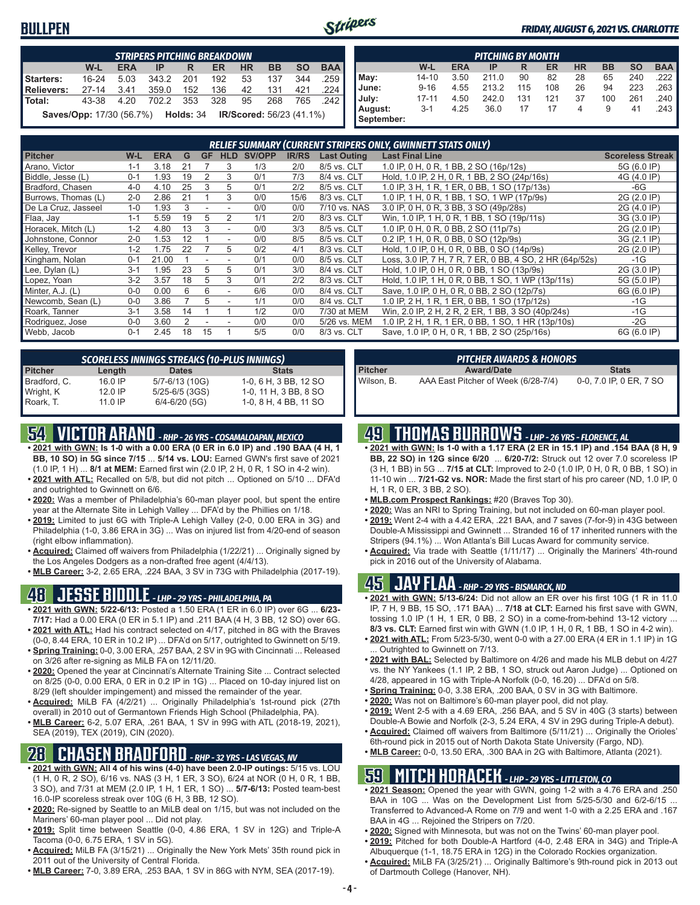# BULLPEN

*FRIDAY, AUGUST 6, 2021 VS. CHARLOTTE*

| STRIPERS PITCHING BREAKDOWN | W-L | ERA | IP | R | ER | HR | BB | SO | BAA |
|---|---|---|---|---|---|---|---|---|---|
| Starters: | 16-24 | 5.03 | 343.2 | 201 | 192 | 53 | 137 | 344 | .259 |
| Relievers: | 27-14 | 3.41 | 359.0 | 152 | 136 | 42 | 131 | 421 | .224 |
| Total: | 43-38 | 4.20 | 702.2 | 353 | 328 | 95 | 268 | 765 | .242 |

**Saves/Opp:** 17/30 (56.7%) **Holds:** 34 **IR/Scored:** 56/23 (41.1%)

| PITCHING BY MONTH | W-L | ERA | IP | R | ER | HR | BB | SO | BAA |
|---|---|---|---|---|---|---|---|---|---|
| May: | 14-10 | 3.50 | 211.0 | 90 | 82 | 28 | 65 | 240 | .222 |
| June: | 9-16 | 4.55 | 213.2 | 115 | 108 | 26 | 94 | 223 | .263 |
| July: | 17-11 | 4.50 | 242.0 | 131 | 121 | 37 | 100 | 261 | .240 |
| August: | 3-1 | 4.25 | 36.0 | 17 | 17 | 4 | 9 | 41 | .243 |
| September: | | | | | | | | | |

### RELIEF SUMMARY (CURRENT STRIPERS ONLY, GWINNETT STATS ONLY)

| Pitcher | W-L | ERA | G | GF | HLD | SV/OPP | IR/RS | Last Outing | Last Final Line | Scoreless Streak |
|---|---|---|---|---|---|---|---|---|---|---|
| Arano, Victor | 1-1 | 3.18 | 21 | 7 | 3 | 1/3 | 2/0 | 8/5 vs. CLT | 1.0 IP, 0 H, 0 R, 1 BB, 2 SO (16p/12s) | 5G (6.0 IP) |
| Biddle, Jesse (L) | 0-1 | 1.93 | 19 | 2 | 3 | 0/1 | 7/3 | 8/4 vs. CLT | Hold, 1.0 IP, 2 H, 0 R, 1 BB, 2 SO (24p/16s) | 4G (4.0 IP) |
| Bradford, Chasen | 4-0 | 4.10 | 25 | 3 | 5 | 0/1 | 2/2 | 8/5 vs. CLT | 1.0 IP, 3 H, 1 R, 1 ER, 0 BB, 1 SO (17p/13s) | -6G |
| Burrows, Thomas (L) | 2-0 | 2.86 | 21 | 1 | 3 | 0/0 | 15/6 | 8/3 vs. CLT | 1.0 IP, 1 H, 0 R, 1 BB, 1 SO, 1 WP (17p/9s) | 2G (2.0 IP) |
| De La Cruz, Jasseel | 1-0 | 1.93 | 3 | - | - | 0/0 | 0/0 | 7/10 vs. NAS | 3.0 IP, 0 H, 0 R, 3 BB, 3 SO (49p/28s) | 2G (4.0 IP) |
| Flaa, Jay | 1-1 | 5.59 | 19 | 5 | 2 | 1/1 | 2/0 | 8/3 vs. CLT | Win, 1.0 IP, 1 H, 0 R, 1 BB, 1 SO (19p/11s) | 3G (3.0 IP) |
| Horacek, Mitch (L) | 1-2 | 4.80 | 13 | 3 | - | 0/0 | 3/3 | 8/5 vs. CLT | 1.0 IP, 0 H, 0 R, 0 BB, 2 SO (11p/7s) | 2G (2.0 IP) |
| Johnstone, Connor | 2-0 | 1.53 | 12 | 1 | - | 0/0 | 8/5 | 8/5 vs. CLT | 0.2 IP, 1 H, 0 R, 0 BB, 0 SO (12p/9s) | 3G (2.1 IP) |
| Kelley, Trevor | 1-2 | 1.75 | 22 | 7 | 5 | 0/2 | 4/1 | 8/3 vs. CLT | Hold, 1.0 IP, 0 H, 0 R, 0 BB, 0 SO (14p/9s) | 2G (2.0 IP) |
| Kingham, Nolan | 0-1 | 21.00 | 1 | - | - | 0/1 | 0/0 | 8/5 vs. CLT | Loss, 3.0 IP, 7 H, 7 R, 7 ER, 0 BB, 4 SO, 2 HR (64p/52s) | -1G |
| Lee, Dylan (L) | 3-1 | 1.95 | 23 | 5 | 5 | 0/1 | 3/0 | 8/4 vs. CLT | Hold, 1.0 IP, 0 H, 0 R, 0 BB, 1 SO (13p/9s) | 2G (3.0 IP) |
| Lopez, Yoan | 3-2 | 3.57 | 18 | 5 | 3 | 0/1 | 2/2 | 8/3 vs. CLT | Hold, 1.0 IP, 1 H, 0 R, 0 BB, 1 SO, 1 WP (13p/11s) | 5G (5.0 IP) |
| Minter, A.J. (L) | 0-0 | 0.00 | 6 | 6 | - | 6/6 | 0/0 | 8/4 vs. CLT | Save, 1.0 IP, 0 H, 0 R, 0 BB, 2 SO (12p/7s) | 6G (6.0 IP) |
| Newcomb, Sean (L) | 0-0 | 3.86 | 7 | 5 | - | 1/1 | 0/0 | 8/4 vs. CLT | 1.0 IP, 2 H, 1 R, 1 ER, 0 BB, 1 SO (17p/12s) | -1G |
| Roark, Tanner | 3-1 | 3.58 | 14 | 1 | 1 | 1/2 | 0/0 | 7/30 at MEM | Win, 2.0 IP, 2 H, 2 R, 2 ER, 1 BB, 3 SO (40p/24s) | -1G |
| Rodriguez, Jose | 0-0 | 3.60 | 2 | - | - | 0/0 | 0/0 | 5/26 vs. MEM | 1.0 IP, 2 H, 1 R, 1 ER, 0 BB, 1 SO, 1 HR (13p/10s) | -2G |
| Webb, Jacob | 0-1 | 2.45 | 18 | 15 | 1 | 5/5 | 0/0 | 8/3 vs. CLT | Save, 1.0 IP, 0 H, 0 R, 1 BB, 2 SO (25p/16s) | 6G (6.0 IP) |

### SCORELESS INNINGS STREAKS (10-PLUS INNINGS)

| Pitcher | Length | Dates | Stats |
|---|---|---|---|
| Bradford, C. | 16.0 IP | 5/7-6/13 (10G) | 1-0, 6 H, 3 BB, 12 SO |
| Wright, K | 12.0 IP | 5/25-6/5 (3GS) | 1-0, 11 H, 3 BB, 8 SO |
| Roark, T. | 11.0 IP | 6/4-6/20 (5G) | 1-0, 8 H, 4 BB, 11 SO |

### PITCHER AWARDS & HONORS

| Pitcher | Award/Date | Stats |
|---|---|---|
| Wilson, B. | AAA East Pitcher of Week (6/28-7/4) | 0-0, 7.0 IP, 0 ER, 7 SO |

## 54 VICTOR ARANO - RHP - 26 YRS - COSAMALOAPAN, MEXICO

- **2021 with GWN: Is 1-0 with a 0.00 ERA (0 ER in 6.0 IP) and .190 BAA (4 H, 1 BB, 10 SO) in 5G since 7/15** ... **5/14 vs. LOU:** Earned GWN's first save of 2021 (1.0 IP, 1 H) ... **8/1 at MEM:** Earned first win (2.0 IP, 2 H, 0 R, 1 SO in 4-2 win).
- **2021 with ATL:** Recalled on 5/8, but did not pitch ... Optioned on 5/10 ... DFA'd and outrighted to Gwinnett on 6/6.
- **2020:** Was a member of Philadelphia's 60-man player pool, but spent the entire year at the Alternate Site in Lehigh Valley ... DFA'd by the Phillies on 1/18.
- **2019:** Limited to just 6G with Triple-A Lehigh Valley (2-0, 0.00 ERA in 3G) and Philadelphia (1-0, 3.86 ERA in 3G) ... Was on injured list from 4/20-end of season (right elbow inflammation).
- **Acquired:** Claimed off waivers from Philadelphia (1/22/21) ... Originally signed by the Los Angeles Dodgers as a non-drafted free agent (4/4/13).
- **MLB Career:** 3-2, 2.65 ERA, .224 BAA, 3 SV in 73G with Philadelphia (2017-19).

## 48 JESSE BIDDLE - LHP - 29 YRS - PHILADELPHIA, PA

- **2021 with GWN: 5/22-6/13:** Posted a 1.50 ERA (1 ER in 6.0 IP) over 6G ... **6/23-7/17:** Had a 0.00 ERA (0 ER in 5.1 IP) and .211 BAA (4 H, 3 BB, 12 SO) over 6G.
- **2021 with ATL:** Had his contract selected on 4/17, pitched in 8G with the Braves (0-0, 8.44 ERA, 10 ER in 10.2 IP) ... DFA'd on 5/17, outrighted to Gwinnett on 5/19.
- **Spring Training:** 0-0, 3.00 ERA, .257 BAA, 2 SV in 9G with Cincinnati ... Released on 3/26 after re-signing as MiLB FA on 12/11/20.
- **2020:** Opened the year at Cincinnati's Alternate Training Site ... Contract selected on 8/25 (0-0, 0.00 ERA, 0 ER in 0.2 IP in 1G) ... Placed on 10-day injured list on 8/29 (left shoulder impingement) and missed the remainder of the year.
- **Acquired:** MiLB FA (4/2/21) ... Originally Philadelphia's 1st-round pick (27th overall) in 2010 out of Germantown Friends High School (Philadelphia, PA).
- **MLB Career:** 6-2, 5.07 ERA, .261 BAA, 1 SV in 99G with ATL (2018-19, 2021), SEA (2019), TEX (2019), CIN (2020).

## 28 CHASEN BRADFORD - RHP - 32 YRS - LAS VEGAS, NV

- **2021 with GWN: All 4 of his wins (4-0) have been 2.0-IP outings:** 5/15 vs. LOU (1 H, 0 R, 2 SO), 6/16 vs. NAS (3 H, 1 ER, 3 SO), 6/24 at NOR (0 H, 0 R, 1 BB, 3 SO), and 7/31 at MEM (2.0 IP, 1 H, 1 ER, 1 SO) ... **5/7-6/13:** Posted team-best 16.0-IP scoreless streak over 10G (6 H, 3 BB, 12 SO).
- **2020:** Re-signed by Seattle to an MiLB deal on 1/15, but was not included on the Mariners' 60-man player pool ... Did not play.
- **2019:** Split time between Seattle (0-0, 4.86 ERA, 1 SV in 12G) and Triple-A Tacoma (0-0, 6.75 ERA, 1 SV in 5G).
- **Acquired:** MiLB FA (3/15/21) ... Originally the New York Mets' 35th round pick in 2011 out of the University of Central Florida.
- **MLB Career:** 7-0, 3.89 ERA, .253 BAA, 1 SV in 86G with NYM, SEA (2017-19).

## 49 THOMAS BURROWS - LHP - 26 YRS - FLORENCE, AL

- **2021 with GWN: Is 1-0 with a 1.17 ERA (2 ER in 15.1 IP) and .154 BAA (8 H, 9 BB, 22 SO) in 12G since 6/20** ... **6/20-7/2:** Struck out 12 over 7.0 scoreless IP (3 H, 1 BB) in 5G ... **7/15 at CLT:** Improved to 2-0 (1.0 IP, 0 H, 0 R, 0 BB, 1 SO) in 11-10 win ... **7/21-G2 vs. NOR:** Made the first start of his pro career (ND, 1.0 IP, 0 H, 1 R, 0 ER, 3 BB, 2 SO).
- **MLB.com Prospect Rankings:** #20 (Braves Top 30).
- **2020:** Was an NRI to Spring Training, but not included on 60-man player pool.
- **2019:** Went 2-4 with a 4.42 ERA, .221 BAA, and 7 saves (7-for-9) in 43G between Double-A Mississippi and Gwinnett ... Stranded 16 of 17 inherited runners with the Stripers (94.1%) ... Won Atlanta's Bill Lucas Award for community service.
- **Acquired:** Via trade with Seattle (1/11/17) ... Originally the Mariners' 4th-round pick in 2016 out of the University of Alabama.

## 45 JAY FLAA - RHP - 29 YRS - BISMARCK, ND

- **2021 with GWN: 5/13-6/24:** Did not allow an ER over his first 10G (1 R in 11.0 IP, 7 H, 9 BB, 15 SO, .171 BAA) ... **7/18 at CLT:** Earned his first save with GWN, tossing 1.0 IP (1 H, 1 ER, 0 BB, 2 SO) in a come-from-behind 13-12 victory ... **8/3 vs. CLT:** Earned first win with GWN (1.0 IP, 1 H, 0 R, 1 BB, 1 SO in 4-2 win).
- **2021 with ATL:** From 5/23-5/30, went 0-0 with a 27.00 ERA (4 ER in 1.1 IP) in 1G ... Outrighted to Gwinnett on 7/13.
- **2021 with BAL:** Selected by Baltimore on 4/26 and made his MLB debut on 4/27 vs. the NY Yankees (1.1 IP, 2 BB, 1 SO, struck out Aaron Judge) ... Optioned on 4/28, appeared in 1G with Triple-A Norfolk (0-0, 16.20) ... DFA'd on 5/8.
- **Spring Training:** 0-0, 3.38 ERA, .200 BAA, 0 SV in 3G with Baltimore.
- **2020:** Was not on Baltimore's 60-man player pool, did not play.
- **2019:** Went 2-5 with a 4.69 ERA, .256 BAA, and 5 SV in 40G (3 starts) between Double-A Bowie and Norfolk (2-3, 5.24 ERA, 4 SV in 29G during Triple-A debut).
- **Acquired:** Claimed off waivers from Baltimore (5/11/21) ... Originally the Orioles' 6th-round pick in 2015 out of North Dakota State University (Fargo, ND).
- **MLB Career:** 0-0, 13.50 ERA, .300 BAA in 2G with Baltimore, Atlanta (2021).

## 59 MITCH HORACEK - LHP - 29 YRS - LITTLETON, CO

- **2021 Season:** Opened the year with GWN, going 1-2 with a 4.76 ERA and .250 BAA in 10G ... Was on the Development List from 5/25-5/30 and 6/2-6/15 ... Transferred to Advanced-A Rome on 7/9 and went 1-0 with a 2.25 ERA and .167 BAA in 4G ... Rejoined the Stripers on 7/20.
- **2020:** Signed with Minnesota, but was not on the Twins' 60-man player pool.
- **2019:** Pitched for both Double-A Hartford (4-0, 2.48 ERA in 34G) and Triple-A Albuquerque (1-1, 18.75 ERA in 12G) in the Colorado Rockies organization.
- **Acquired:** MiLB FA (3/25/21) ... Originally Baltimore's 9th-round pick in 2013 out of Dartmouth College (Hanover, NH).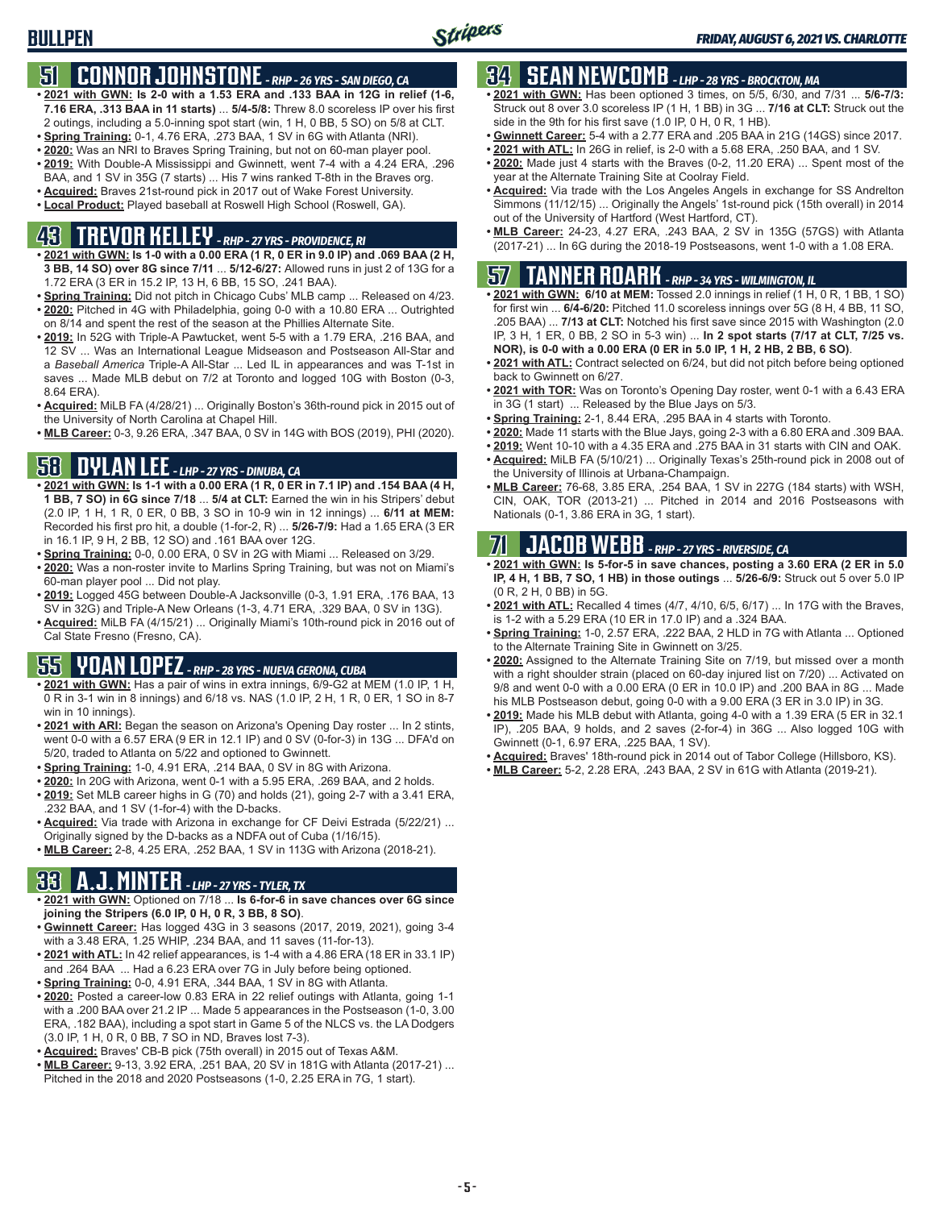# BULLPEN

*FRIDAY, AUGUST 6, 2021 VS. CHARLOTTE*

## 51 CONNOR JOHNSTONE - *RHP - 26 YRS - SAN DIEGO, CA*

- **2021 with GWN: Is 2-0 with a 1.53 ERA and .133 BAA in 12G in relief (1-6, 7.16 ERA, .313 BAA in 11 starts)** ... **5/4-5/8:** Threw 8.0 scoreless IP over his first 2 outings, including a 5.0-inning spot start (win, 1 H, 0 BB, 5 SO) on 5/8 at CLT.
- **Spring Training:** 0-1, 4.76 ERA, .273 BAA, 1 SV in 6G with Atlanta (NRI).
- **2020:** Was an NRI to Braves Spring Training, but not on 60-man player pool.
- **2019:** With Double-A Mississippi and Gwinnett, went 7-4 with a 4.24 ERA, .296 BAA, and 1 SV in 35G (7 starts) ... His 7 wins ranked T-8th in the Braves org.
- **Acquired:** Braves 21st-round pick in 2017 out of Wake Forest University.
- **Local Product:** Played baseball at Roswell High School (Roswell, GA).

## 43 TREVOR KELLEY - *RHP - 27 YRS - PROVIDENCE, RI*

- **2021 with GWN: Is 1-0 with a 0.00 ERA (1 R, 0 ER in 9.0 IP) and .069 BAA (2 H, 3 BB, 14 SO) over 8G since 7/11** ... **5/12-6/27:** Allowed runs in just 2 of 13G for a 1.72 ERA (3 ER in 15.2 IP, 13 H, 6 BB, 15 SO, .241 BAA).
- **Spring Training:** Did not pitch in Chicago Cubs' MLB camp ... Released on 4/23.
- **2020:** Pitched in 4G with Philadelphia, going 0-0 with a 10.80 ERA ... Outrighted on 8/14 and spent the rest of the season at the Phillies Alternate Site.
- **2019:** In 52G with Triple-A Pawtucket, went 5-5 with a 1.79 ERA, .216 BAA, and 12 SV ... Was an International League Midseason and Postseason All-Star and a *Baseball America* Triple-A All-Star ... Led IL in appearances and was T-1st in saves ... Made MLB debut on 7/2 at Toronto and logged 10G with Boston (0-3, 8.64 ERA).
- **Acquired:** MiLB FA (4/28/21) ... Originally Boston's 36th-round pick in 2015 out of the University of North Carolina at Chapel Hill.
- **MLB Career:** 0-3, 9.26 ERA, .347 BAA, 0 SV in 14G with BOS (2019), PHI (2020).

## 58 DYLAN LEE - *LHP - 27 YRS - DINUBA, CA*

- **2021 with GWN: Is 1-1 with a 0.00 ERA (1 R, 0 ER in 7.1 IP) and .154 BAA (4 H, 1 BB, 7 SO) in 6G since 7/18** ... **5/4 at CLT:** Earned the win in his Stripers' debut (2.0 IP, 1 H, 1 R, 0 ER, 0 BB, 3 SO in 10-9 win in 12 innings) ... **6/11 at MEM:** Recorded his first pro hit, a double (1-for-2, R) ... **5/26-7/9:** Had a 1.65 ERA (3 ER in 16.1 IP, 9 H, 2 BB, 12 SO) and .161 BAA over 12G.
- **Spring Training:** 0-0, 0.00 ERA, 0 SV in 2G with Miami ... Released on 3/29.
- **2020:** Was a non-roster invite to Marlins Spring Training, but was not on Miami's 60-man player pool ... Did not play.
- **2019:** Logged 45G between Double-A Jacksonville (0-3, 1.91 ERA, .176 BAA, 13 SV in 32G) and Triple-A New Orleans (1-3, 4.71 ERA, .329 BAA, 0 SV in 13G).
- **Acquired:** MiLB FA (4/15/21) ... Originally Miami's 10th-round pick in 2016 out of Cal State Fresno (Fresno, CA).

## 55 YOAN LOPEZ - *RHP - 28 YRS - NUEVA GERONA, CUBA*

- **2021 with GWN:** Has a pair of wins in extra innings, 6/9-G2 at MEM (1.0 IP, 1 H, 0 R in 3-1 win in 8 innings) and 6/18 vs. NAS (1.0 IP, 2 H, 1 R, 0 ER, 1 SO in 8-7 win in 10 innings).
- **2021 with ARI:** Began the season on Arizona's Opening Day roster ... In 2 stints, went 0-0 with a 6.57 ERA (9 ER in 12.1 IP) and 0 SV (0-for-3) in 13G ... DFA'd on 5/20, traded to Atlanta on 5/22 and optioned to Gwinnett.
- **Spring Training:** 1-0, 4.91 ERA, .214 BAA, 0 SV in 8G with Arizona.
- **2020:** In 20G with Arizona, went 0-1 with a 5.95 ERA, .269 BAA, and 2 holds.
- **2019:** Set MLB career highs in G (70) and holds (21), going 2-7 with a 3.41 ERA, .232 BAA, and 1 SV (1-for-4) with the D-backs.
- **Acquired:** Via trade with Arizona in exchange for CF Deivi Estrada (5/22/21) ... Originally signed by the D-backs as a NDFA out of Cuba (1/16/15).
- **MLB Career:** 2-8, 4.25 ERA, .252 BAA, 1 SV in 113G with Arizona (2018-21).

## 33 A.J. MINTER - *LHP - 27 YRS - TYLER, TX*

- **2021 with GWN:** Optioned on 7/18 ... **Is 6-for-6 in save chances over 6G since joining the Stripers (6.0 IP, 0 H, 0 R, 3 BB, 8 SO)**.
- **Gwinnett Career:** Has logged 43G in 3 seasons (2017, 2019, 2021), going 3-4 with a 3.48 ERA, 1.25 WHIP, .234 BAA, and 11 saves (11-for-13).
- **2021 with ATL:** In 42 relief appearances, is 1-4 with a 4.86 ERA (18 ER in 33.1 IP) and .264 BAA ... Had a 6.23 ERA over 7G in July before being optioned.
- **Spring Training:** 0-0, 4.91 ERA, .344 BAA, 1 SV in 8G with Atlanta.
- **2020:** Posted a career-low 0.83 ERA in 22 relief outings with Atlanta, going 1-1 with a .200 BAA over 21.2 IP ... Made 5 appearances in the Postseason (1-0, 3.00 ERA, .182 BAA), including a spot start in Game 5 of the NLCS vs. the LA Dodgers (3.0 IP, 1 H, 0 R, 0 BB, 7 SO in ND, Braves lost 7-3).
- **Acquired:** Braves' CB-B pick (75th overall) in 2015 out of Texas A&M.
- **MLB Career:** 9-13, 3.92 ERA, .251 BAA, 20 SV in 181G with Atlanta (2017-21) ... Pitched in the 2018 and 2020 Postseasons (1-0, 2.25 ERA in 7G, 1 start).

## 34 SEAN NEWCOMB - *LHP - 28 YRS - BROCKTON, MA*

- **2021 with GWN:** Has been optioned 3 times, on 5/5, 6/30, and 7/31 ... **5/6-7/3:** Struck out 8 over 3.0 scoreless IP (1 H, 1 BB) in 3G ... **7/16 at CLT:** Struck out the side in the 9th for his first save (1.0 IP, 0 H, 0 R, 1 HB).
- **Gwinnett Career:** 5-4 with a 2.77 ERA and .205 BAA in 21G (14GS) since 2017.
- **2021 with ATL:** In 26G in relief, is 2-0 with a 5.68 ERA, .250 BAA, and 1 SV.
- **2020:** Made just 4 starts with the Braves (0-2, 11.20 ERA) ... Spent most of the year at the Alternate Training Site at Coolray Field.
- **Acquired:** Via trade with the Los Angeles Angels in exchange for SS Andrelton Simmons (11/12/15) ... Originally the Angels' 1st-round pick (15th overall) in 2014 out of the University of Hartford (West Hartford, CT).
- **MLB Career:** 24-23, 4.27 ERA, .243 BAA, 2 SV in 135G (57GS) with Atlanta (2017-21) ... In 6G during the 2018-19 Postseasons, went 1-0 with a 1.08 ERA.

## 57 TANNER ROARK - *RHP - 34 YRS - WILMINGTON, IL*

- **2021 with GWN: 6/10 at MEM:** Tossed 2.0 innings in relief (1 H, 0 R, 1 BB, 1 SO) for first win ... **6/4-6/20:** Pitched 11.0 scoreless innings over 5G (8 H, 4 BB, 11 SO, .205 BAA) ... **7/13 at CLT:** Notched his first save since 2015 with Washington (2.0 IP, 3 H, 1 ER, 0 BB, 2 SO in 5-3 win) ... **In 2 spot starts (7/17 at CLT, 7/25 vs. NOR), is 0-0 with a 0.00 ERA (0 ER in 5.0 IP, 1 H, 2 HB, 2 BB, 6 SO)**.
- **2021 with ATL:** Contract selected on 6/24, but did not pitch before being optioned back to Gwinnett on 6/27.
- **2021 with TOR:** Was on Toronto's Opening Day roster, went 0-1 with a 6.43 ERA in 3G (1 start) ... Released by the Blue Jays on 5/3.
- **Spring Training:** 2-1, 8.44 ERA, .295 BAA in 4 starts with Toronto.
- **2020:** Made 11 starts with the Blue Jays, going 2-3 with a 6.80 ERA and .309 BAA.
- **2019:** Went 10-10 with a 4.35 ERA and .275 BAA in 31 starts with CIN and OAK.
- **Acquired:** MiLB FA (5/10/21) ... Originally Texas's 25th-round pick in 2008 out of the University of Illinois at Urbana-Champaign.
- **MLB Career:** 76-68, 3.85 ERA, .254 BAA, 1 SV in 227G (184 starts) with WSH, CIN, OAK, TOR (2013-21) ... Pitched in 2014 and 2016 Postseasons with Nationals (0-1, 3.86 ERA in 3G, 1 start).

## 71 JACOB WEBB - *RHP - 27 YRS - RIVERSIDE, CA*

- **2021 with GWN: Is 5-for-5 in save chances, posting a 3.60 ERA (2 ER in 5.0 IP, 4 H, 1 BB, 7 SO, 1 HB) in those outings** ... **5/26-6/9:** Struck out 5 over 5.0 IP (0 R, 2 H, 0 BB) in 5G.
- **2021 with ATL:** Recalled 4 times (4/7, 4/10, 6/5, 6/17) ... In 17G with the Braves, is 1-2 with a 5.29 ERA (10 ER in 17.0 IP) and a .324 BAA.
- **Spring Training:** 1-0, 2.57 ERA, .222 BAA, 2 HLD in 7G with Atlanta ... Optioned to the Alternate Training Site in Gwinnett on 3/25.
- **2020:** Assigned to the Alternate Training Site on 7/19, but missed over a month with a right shoulder strain (placed on 60-day injured list on 7/20) ... Activated on 9/8 and went 0-0 with a 0.00 ERA (0 ER in 10.0 IP) and .200 BAA in 8G ... Made his MLB Postseason debut, going 0-0 with a 9.00 ERA (3 ER in 3.0 IP) in 3G.
- **2019:** Made his MLB debut with Atlanta, going 4-0 with a 1.39 ERA (5 ER in 32.1 IP), .205 BAA, 9 holds, and 2 saves (2-for-4) in 36G ... Also logged 10G with Gwinnett (0-1, 6.97 ERA, .225 BAA, 1 SV).
- **Acquired:** Braves' 18th-round pick in 2014 out of Tabor College (Hillsboro, KS).
- **MLB Career:** 5-2, 2.28 ERA, .243 BAA, 2 SV in 61G with Atlanta (2019-21).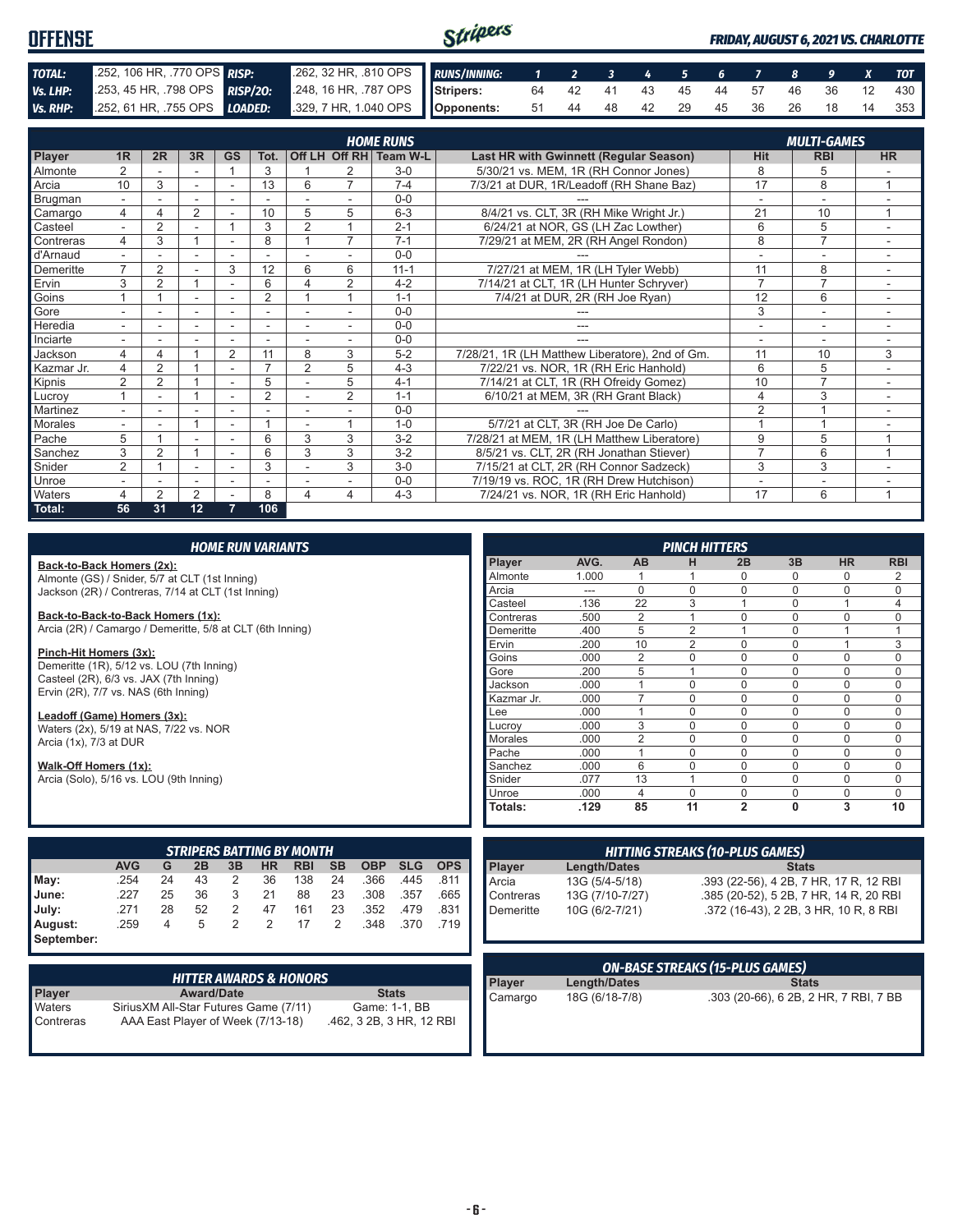# OFFENSE

***FRIDAY, AUGUST 6, 2021 VS. CHARLOTTE***

| | | | |
|---|---|---|---|
| **TOTAL:** | .252, 106 HR, .770 OPS | **RISP:** | .262, 32 HR, .810 OPS |
| **Vs. LHP:** | .253, 45 HR, .798 OPS | **RISP/2O:** | .248, 16 HR, .787 OPS |
| **Vs. RHP:** | .252, 61 HR, .755 OPS | **LOADED:** | .329, 7 HR, 1.040 OPS |

| RUNS/INNING: | 1 | 2 | 3 | 4 | 5 | 6 | 7 | 8 | 9 | X | TOT |
|---|---|---|---|---|---|---|---|---|---|---|---|
| Stripers: | 64 | 42 | 41 | 43 | 45 | 44 | 57 | 46 | 36 | 12 | 430 |
| Opponents: | 51 | 44 | 48 | 42 | 29 | 45 | 36 | 26 | 18 | 14 | 353 |

## HOME RUNS / MULTI-GAMES

| Player | 1R | 2R | 3R | GS | Tot. | Off LH | Off RH | Team W-L | Last HR with Gwinnett (Regular Season) | Hit | RBI | HR |
|---|---|---|---|---|---|---|---|---|---|---|---|---|
| Almonte | 2 | - | - | 1 | 3 | 1 | 2 | 3-0 | 5/30/21 vs. MEM, 1R (RH Connor Jones) | 8 | 5 | - |
| Arcia | 10 | 3 | - | - | 13 | 6 | 7 | 7-4 | 7/3/21 at DUR, 1R/Leadoff (RH Shane Baz) | 17 | 8 | 1 |
| Brugman | - | - | - | - | - | - | - | 0-0 | --- | - | - | - |
| Camargo | 4 | 4 | 2 | - | 10 | 5 | 5 | 6-3 | 8/4/21 vs. CLT, 3R (RH Mike Wright Jr.) | 21 | 10 | 1 |
| Casteel | - | 2 | - | 1 | 3 | 2 | 1 | 2-1 | 6/24/21 at NOR, GS (LH Zac Lowther) | 6 | 5 | - |
| Contreras | 4 | 3 | 1 | - | 8 | 1 | 7 | 7-1 | 7/29/21 at MEM, 2R (RH Angel Rondon) | 8 | 7 | - |
| d'Arnaud | - | - | - | - | - | - | - | 0-0 | --- | - | - | - |
| Demeritte | 7 | 2 | - | 3 | 12 | 6 | 6 | 11-1 | 7/27/21 at MEM, 1R (LH Tyler Webb) | 11 | 8 | - |
| Ervin | 3 | 2 | 1 | - | 6 | 4 | 2 | 4-2 | 7/14/21 at CLT, 1R (LH Hunter Schryver) | 7 | 7 | - |
| Goins | 1 | 1 | - | - | 2 | 1 | 1 | 1-1 | 7/4/21 at DUR, 2R (RH Joe Ryan) | 12 | 6 | - |
| Gore | - | - | - | - | - | - | - | 0-0 | --- | 3 | - | - |
| Heredia | - | - | - | - | - | - | - | 0-0 | --- | - | - | - |
| Inciarte | - | - | - | - | - | - | - | 0-0 | --- | - | - | - |
| Jackson | 4 | 4 | 1 | 2 | 11 | 8 | 3 | 5-2 | 7/28/21, 1R (LH Matthew Liberatore), 2nd of Gm. | 11 | 10 | 3 |
| Kazmar Jr. | 4 | 2 | 1 | - | 7 | 2 | 5 | 4-3 | 7/22/21 vs. NOR, 1R (RH Eric Hanhold) | 6 | 5 | - |
| Kipnis | 2 | 2 | 1 | - | 5 | - | 5 | 4-1 | 7/14/21 at CLT, 1R (RH Ofreidy Gomez) | 10 | 7 | - |
| Lucroy | 1 | - | 1 | - | 2 | - | 2 | 1-1 | 6/10/21 at MEM, 3R (RH Grant Black) | 4 | 3 | - |
| Martinez | - | - | - | - | - | - | - | 0-0 | --- | 2 | 1 | - |
| Morales | - | - | 1 | - | 1 | - | 1 | 1-0 | 5/7/21 at CLT, 3R (RH Joe De Carlo) | 1 | 1 | - |
| Pache | 5 | 1 | - | - | 6 | 3 | 3 | 3-2 | 7/28/21 at MEM, 1R (LH Matthew Liberatore) | 9 | 5 | 1 |
| Sanchez | 3 | 2 | 1 | - | 6 | 3 | 3 | 3-2 | 8/5/21 vs. CLT, 2R (RH Jonathan Stiever) | 7 | 6 | 1 |
| Snider | 2 | 1 | - | - | 3 | - | 3 | 3-0 | 7/15/21 at CLT, 2R (RH Connor Sadzeck) | 3 | 3 | - |
| Unroe | - | - | - | - | - | - | - | 0-0 | 7/19/19 vs. ROC, 1R (RH Drew Hutchison) | - | - | - |
| Waters | 4 | 2 | 2 | - | 8 | 4 | 4 | 4-3 | 7/24/21 vs. NOR, 1R (RH Eric Hanhold) | 17 | 6 | 1 |
| **Total:** | **56** | **31** | **12** | **7** | **106** | | | | | | | |

## HOME RUN VARIANTS

**Back-to-Back Homers (2x):**
Almonte (GS) / Snider, 5/7 at CLT (1st Inning)
Jackson (2R) / Contreras, 7/14 at CLT (1st Inning)

**Back-to-Back-to-Back Homers (1x):**
Arcia (2R) / Camargo / Demeritte, 5/8 at CLT (6th Inning)

**Pinch-Hit Homers (3x):**
Demeritte (1R), 5/12 vs. LOU (7th Inning)
Casteel (2R), 6/3 vs. JAX (7th Inning)
Ervin (2R), 7/7 vs. NAS (6th Inning)

**Leadoff (Game) Homers (3x):**
Waters (2x), 5/19 at NAS, 7/22 vs. NOR
Arcia (1x), 7/3 at DUR

**Walk-Off Homers (1x):**
Arcia (Solo), 5/16 vs. LOU (9th Inning)

## PINCH HITTERS

| Player | AVG. | AB | H | 2B | 3B | HR | RBI |
|---|---|---|---|---|---|---|---|
| Almonte | 1.000 | 1 | 1 | 0 | 0 | 0 | 2 |
| Arcia | --- | 0 | 0 | 0 | 0 | 0 | 0 |
| Casteel | .136 | 22 | 3 | 1 | 0 | 1 | 4 |
| Contreras | .500 | 2 | 1 | 0 | 0 | 0 | 0 |
| Demeritte | .400 | 5 | 2 | 1 | 0 | 1 | 1 |
| Ervin | .200 | 10 | 2 | 0 | 0 | 1 | 3 |
| Goins | .000 | 2 | 0 | 0 | 0 | 0 | 0 |
| Gore | .200 | 5 | 1 | 0 | 0 | 0 | 0 |
| Jackson | .000 | 1 | 0 | 0 | 0 | 0 | 0 |
| Kazmar Jr. | .000 | 7 | 0 | 0 | 0 | 0 | 0 |
| Lee | .000 | 1 | 0 | 0 | 0 | 0 | 0 |
| Lucroy | .000 | 3 | 0 | 0 | 0 | 0 | 0 |
| Morales | .000 | 2 | 0 | 0 | 0 | 0 | 0 |
| Pache | .000 | 1 | 0 | 0 | 0 | 0 | 0 |
| Sanchez | .000 | 6 | 0 | 0 | 0 | 0 | 0 |
| Snider | .077 | 13 | 1 | 0 | 0 | 0 | 0 |
| Unroe | .000 | 4 | 0 | 0 | 0 | 0 | 0 |
| **Totals:** | **.129** | **85** | **11** | **2** | **0** | **3** | **10** |

## STRIPERS BATTING BY MONTH

| | AVG | G | 2B | 3B | HR | RBI | SB | OBP | SLG | OPS |
|---|---|---|---|---|---|---|---|---|---|---|
| May: | .254 | 24 | 43 | 2 | 36 | 138 | 24 | .366 | .445 | .811 |
| June: | .227 | 25 | 36 | 3 | 21 | 88 | 23 | .308 | .357 | .665 |
| July: | .271 | 28 | 52 | 2 | 47 | 161 | 23 | .352 | .479 | .831 |
| August: | .259 | 4 | 5 | 2 | 2 | 17 | 2 | .348 | .370 | .719 |
| September: | | | | | | | | | | |

## HITTING STREAKS (10-PLUS GAMES)

| Player | Length/Dates | Stats |
|---|---|---|
| Arcia | 13G (5/4-5/18) | .393 (22-56), 4 2B, 7 HR, 17 R, 12 RBI |
| Contreras | 13G (7/10-7/27) | .385 (20-52), 5 2B, 7 HR, 14 R, 20 RBI |
| Demeritte | 10G (6/2-7/21) | .372 (16-43), 2 2B, 3 HR, 10 R, 8 RBI |

## HITTER AWARDS & HONORS

| Player | Award/Date | Stats |
|---|---|---|
| Waters | SiriusXM All-Star Futures Game (7/11) | Game: 1-1, BB |
| Contreras | AAA East Player of Week (7/13-18) | .462, 3 2B, 3 HR, 12 RBI |

## ON-BASE STREAKS (15-PLUS GAMES)

| Player | Length/Dates | Stats |
|---|---|---|
| Camargo | 18G (6/18-7/8) | .303 (20-66), 6 2B, 2 HR, 7 RBI, 7 BB |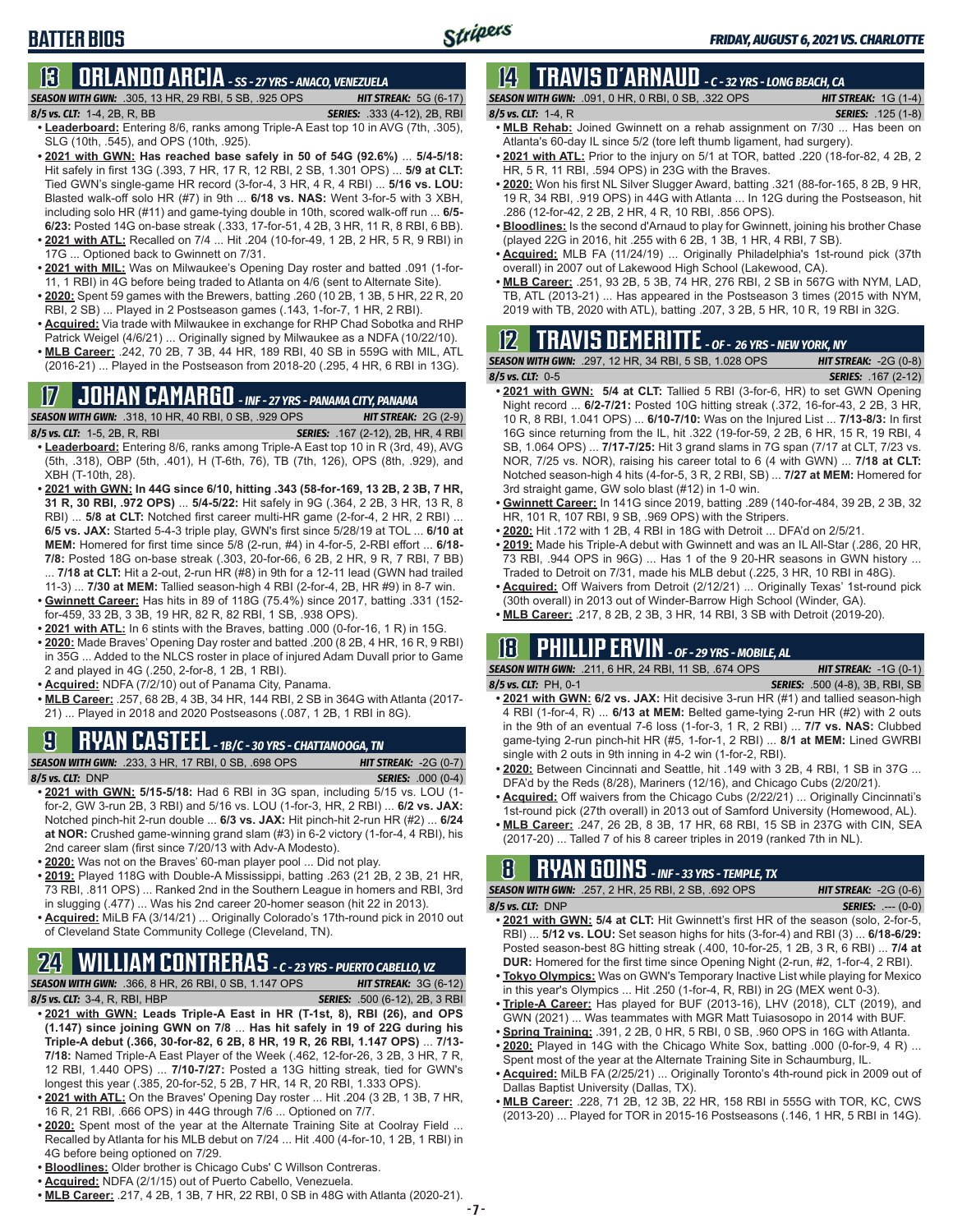# BATTER BIOS

*FRIDAY, AUGUST 6, 2021 VS. CHARLOTTE*

## 13 ORLANDO ARCIA - SS - 27 YRS - ANACO, VENEZUELA

**SEASON WITH GWN:** .305, 13 HR, 29 RBI, 5 SB, .925 OPS — **HIT STREAK:** 5G (6-17)
**8/5 vs. CLT:** 1-4, 2B, R, BB — **SERIES:** .333 (4-12), 2B, RBI

- **Leaderboard:** Entering 8/6, ranks among Triple-A East top 10 in AVG (7th, .305), SLG (10th, .545), and OPS (10th, .925).
- **2021 with GWN: Has reached base safely in 50 of 54G (92.6%)** ... **5/4-5/18:** Hit safely in first 13G (.393, 7 HR, 17 R, 12 RBI, 2 SB, 1.301 OPS) ... **5/9 at CLT:** Tied GWN's single-game HR record (3-for-4, 3 HR, 4 R, 4 RBI) ... **5/16 vs. LOU:** Blasted walk-off solo HR (#7) in 9th ... **6/18 vs. NAS:** Went 3-for-5 with 3 XBH, including solo HR (#11) and game-tying double in 10th, scored walk-off run ... **6/5-6/23:** Posted 14G on-base streak (.333, 17-for-51, 4 2B, 3 HR, 11 R, 8 RBI, 6 BB).
- **2021 with ATL:** Recalled on 7/4 ... Hit .204 (10-for-49, 1 2B, 2 HR, 5 R, 9 RBI) in 17G ... Optioned back to Gwinnett on 7/31.
- **2021 with MIL:** Was on Milwaukee's Opening Day roster and batted .091 (1-for-11, 1 RBI) in 4G before being traded to Atlanta on 4/6 (sent to Alternate Site).
- **2020:** Spent 59 games with the Brewers, batting .260 (10 2B, 1 3B, 5 HR, 22 R, 20 RBI, 2 SB) ... Played in 2 Postseason games (.143, 1-for-7, 1 HR, 2 RBI).
- **Acquired:** Via trade with Milwaukee in exchange for RHP Chad Sobotka and RHP Patrick Weigel (4/6/21) ... Originally signed by Milwaukee as a NDFA (10/22/10).
- **MLB Career:** .242, 70 2B, 7 3B, 44 HR, 189 RBI, 40 SB in 559G with MIL, ATL (2016-21) ... Played in the Postseason from 2018-20 (.295, 4 HR, 6 RBI in 13G).

## 17 JOHAN CAMARGO - INF - 27 YRS - PANAMA CITY, PANAMA

**SEASON WITH GWN:** .318, 10 HR, 40 RBI, 0 SB, .929 OPS — **HIT STREAK:** 2G (2-9)
**8/5 vs. CLT:** 1-5, 2B, R, RBI — **SERIES:** .167 (2-12), 2B, HR, 4 RBI

- **Leaderboard:** Entering 8/6, ranks among Triple-A East top 10 in R (3rd, 49), AVG (5th, .318), OBP (5th, .401), H (T-6th, 76), TB (7th, 126), OPS (8th, .929), and XBH (T-10th, 28).
- **2021 with GWN: In 44G since 6/10, hitting .343 (58-for-169, 13 2B, 2 3B, 7 HR, 31 R, 30 RBI, .972 OPS)** ... **5/4-5/22:** Hit safely in 9G (.364, 2 2B, 3 HR, 13 R, 8 RBI) ... **5/8 at CLT:** Notched first career multi-HR game (2-for-4, 2 HR, 2 RBI) ... **6/5 vs. JAX:** Started 5-4-3 triple play, GWN's first since 5/28/19 at TOL ... **6/10 at MEM:** Homered for first time since 5/8 (2-run, #4) in 4-for-5, 2-RBI effort ... **6/18-7/8:** Posted 18G on-base streak (.303, 20-for-66, 6 2B, 2 HR, 9 R, 7 RBI, 7 BB) ... **7/18 at CLT:** Hit a 2-out, 2-run HR (#8) in 9th for a 12-11 lead (GWN had trailed 11-3) ... **7/30 at MEM:** Tallied season-high 4 RBI (2-for-4, 2B, HR #9) in 8-7 win.
- **Gwinnett Career:** Has hits in 89 of 118G (75.4%) since 2017, batting .331 (152-for-459, 33 2B, 3 3B, 19 HR, 82 R, 82 RBI, 1 SB, .938 OPS).
- **2021 with ATL:** In 6 stints with the Braves, batting .000 (0-for-16, 1 R) in 15G.
- **2020:** Made Braves' Opening Day roster and batted .200 (8 2B, 4 HR, 16 R, 9 RBI) in 35G ... Added to the NLCS roster in place of injured Adam Duvall prior to Game 2 and played in 4G (.250, 2-for-8, 1 2B, 1 RBI).
- **Acquired:** NDFA (7/2/10) out of Panama City, Panama.
- **MLB Career:** .257, 68 2B, 4 3B, 34 HR, 144 RBI, 2 SB in 364G with Atlanta (2017-21) ... Played in 2018 and 2020 Postseasons (.087, 1 2B, 1 RBI in 8G).

## 9 RYAN CASTEEL - 1B/C - 30 YRS - CHATTANOOGA, TN

**SEASON WITH GWN:** .233, 3 HR, 17 RBI, 0 SB, .698 OPS — **HIT STREAK:** -2G (0-7)
**8/5 vs. CLT:** DNP — **SERIES:** .000 (0-4)

- **2021 with GWN: 5/15-5/18:** Had 6 RBI in 3G span, including 5/15 vs. LOU (1-for-2, GW 3-run 2B, 3 RBI) and 5/16 vs. LOU (1-for-3, HR, 2 RBI) ... **6/2 vs. JAX:** Notched pinch-hit 2-run double ... **6/3 vs. JAX:** Hit pinch-hit 2-run HR (#2) ... **6/24 at NOR:** Crushed game-winning grand slam (#3) in 6-2 victory (1-for-4, 4 RBI), his 2nd career slam (first since 7/20/13 with Adv-A Modesto).
- **2020:** Was not on the Braves' 60-man player pool ... Did not play.
- **2019:** Played 118G with Double-A Mississippi, batting .263 (21 2B, 2 3B, 21 HR, 73 RBI, .811 OPS) ... Ranked 2nd in the Southern League in homers and RBI, 3rd in slugging (.477) ... Was his 2nd career 20-homer season (hit 22 in 2013).
- **Acquired:** MiLB FA (3/14/21) ... Originally Colorado's 17th-round pick in 2010 out of Cleveland State Community College (Cleveland, TN).

## 24 WILLIAM CONTRERAS - C - 23 YRS - PUERTO CABELLO, VZ

**SEASON WITH GWN:** .366, 8 HR, 26 RBI, 0 SB, 1.147 OPS — **HIT STREAK:** 3G (6-12)
**8/5 vs. CLT:** 3-4, R, RBI, HBP — **SERIES:** .500 (6-12), 2B, 3 RBI

- **2021 with GWN: Leads Triple-A East in HR (T-1st, 8), RBI (26), and OPS (1.147) since joining GWN on 7/8** ... **Has hit safely in 19 of 22G during his Triple-A debut (.366, 30-for-82, 6 2B, 8 HR, 19 R, 26 RBI, 1.147 OPS)** ... **7/13-7/18:** Named Triple-A East Player of the Week (.462, 12-for-26, 3 2B, 3 HR, 7 R, 12 RBI, 1.440 OPS) ... **7/10-7/27:** Posted a 13G hitting streak, tied for GWN's longest this year (.385, 20-for-52, 5 2B, 7 HR, 14 R, 20 RBI, 1.333 OPS).
- **2021 with ATL:** On the Braves' Opening Day roster ... Hit .204 (3 2B, 1 3B, 7 HR, 16 R, 21 RBI, .666 OPS) in 44G through 7/6 ... Optioned on 7/7.
- **2020:** Spent most of the year at the Alternate Training Site at Coolray Field ... Recalled by Atlanta for his MLB debut on 7/24 ... Hit .400 (4-for-10, 1 2B, 1 RBI) in 4G before being optioned on 7/29.
- **Bloodlines:** Older brother is Chicago Cubs' C Willson Contreras.
- **Acquired:** NDFA (2/1/15) out of Puerto Cabello, Venezuela.
- **MLB Career:** .217, 4 2B, 1 3B, 7 HR, 22 RBI, 0 SB in 48G with Atlanta (2020-21).

## 14 TRAVIS D'ARNAUD - C - 32 YRS - LONG BEACH, CA

**SEASON WITH GWN:** .091, 0 HR, 0 RBI, 0 SB, .322 OPS — **HIT STREAK:** 1G (1-4)
**8/5 vs. CLT:** 1-4, R — **SERIES:** .125 (1-8)

- **MLB Rehab:** Joined Gwinnett on a rehab assignment on 7/30 ... Has been on Atlanta's 60-day IL since 5/2 (tore left thumb ligament, had surgery).
- **2021 with ATL:** Prior to the injury on 5/1 at TOR, batted .220 (18-for-82, 4 2B, 2 HR, 5 R, 11 RBI, .594 OPS) in 23G with the Braves.
- **2020:** Won his first NL Silver Slugger Award, batting .321 (88-for-165, 8 2B, 9 HR, 19 R, 34 RBI, .919 OPS) in 44G with Atlanta ... In 12G during the Postseason, hit .286 (12-for-42, 2 2B, 2 HR, 4 R, 10 RBI, .856 OPS).
- **Bloodlines:** Is the second d'Arnaud to play for Gwinnett, joining his brother Chase (played 22G in 2016, hit .255 with 6 2B, 1 3B, 1 HR, 4 RBI, 7 SB).
- **Acquired:** MLB FA (11/24/19) ... Originally Philadelphia's 1st-round pick (37th overall) in 2007 out of Lakewood High School (Lakewood, CA).
- **MLB Career:** .251, 93 2B, 5 3B, 74 HR, 276 RBI, 2 SB in 567G with NYM, LAD, TB, ATL (2013-21) ... Has appeared in the Postseason 3 times (2015 with NYM, 2019 with TB, 2020 with ATL), batting .207, 3 2B, 5 HR, 10 R, 19 RBI in 32G.

## 12 TRAVIS DEMERITTE - OF - 26 YRS - NEW YORK, NY

**SEASON WITH GWN:** .297, 12 HR, 34 RBI, 5 SB, 1.028 OPS — **HIT STREAK:** -2G (0-8)
**8/5 vs. CLT:** 0-5 — **SERIES:** .167 (2-12)

- **2021 with GWN: 5/4 at CLT:** Tallied 5 RBI (3-for-6, HR) to set GWN Opening Night record ... **6/2-7/21:** Posted 10G hitting streak (.372, 16-for-43, 2 2B, 3 HR, 10 R, 8 RBI, 1.041 OPS) ... **6/10-7/10:** Was on the Injured List ... **7/13-8/3:** In first 16G since returning from the IL, hit .322 (19-for-59, 2 2B, 6 HR, 15 R, 19 RBI, 4 SB, 1.064 OPS) ... **7/17-7/25:** Hit 3 grand slams in 7G span (7/17 at CLT, 7/23 vs. NOR, 7/25 vs. NOR), raising his career total to 6 (4 with GWN) ... **7/18 at CLT:** Notched season-high 4 hits (4-for-5, 3 R, 2 RBI, SB) ... **7/27 at MEM:** Homered for 3rd straight game, GW solo blast (#12) in 1-0 win.
- **Gwinnett Career:** In 141G since 2019, batting .289 (140-for-484, 39 2B, 2 3B, 32 HR, 101 R, 107 RBI, 9 SB, .969 OPS) with the Stripers.
- **2020:** Hit .172 with 1 2B, 4 RBI in 18G with Detroit ... DFA'd on 2/5/21.
- **2019:** Made his Triple-A debut with Gwinnett and was an IL All-Star (.286, 20 HR, 73 RBI, .944 OPS in 96G) ... Has 1 of the 9 20-HR seasons in GWN history ... Traded to Detroit on 7/31, made his MLB debut (.225, 3 HR, 10 RBI in 48G).
- **Acquired:** Off Waivers from Detroit (2/12/21) ... Originally Texas' 1st-round pick (30th overall) in 2013 out of Winder-Barrow High School (Winder, GA).
- **MLB Career:** .217, 8 2B, 2 3B, 3 HR, 14 RBI, 3 SB with Detroit (2019-20).

## 18 PHILLIP ERVIN - OF - 29 YRS - MOBILE, AL

**SEASON WITH GWN:** .211, 6 HR, 24 RBI, 11 SB, .674 OPS — **HIT STREAK:** -1G (0-1)
**8/5 vs. CLT:** PH, 0-1 — **SERIES:** .500 (4-8), 3B, RBI, SB

- **2021 with GWN: 6/2 vs. JAX:** Hit decisive 3-run HR (#1) and tallied season-high 4 RBI (1-for-4, R) ... **6/13 at MEM:** Belted game-tying 2-run HR (#2) with 2 outs in the 9th of an eventual 7-6 loss (1-for-3, 1 R, 2 RBI) ... **7/7 vs. NAS:** Clubbed game-tying 2-run pinch-hit HR (#5, 1-for-1, 2 RBI) ... **8/1 at MEM:** Lined GWRBI single with 2 outs in 9th inning in 4-2 win (1-for-2, RBI).
- **2020:** Between Cincinnati and Seattle, hit .149 with 3 2B, 4 RBI, 1 SB in 37G ... DFA'd by the Reds (8/28), Mariners (12/16), and Chicago Cubs (2/20/21).
- **Acquired:** Off waivers from the Chicago Cubs (2/22/21) ... Originally Cincinnati's 1st-round pick (27th overall) in 2013 out of Samford University (Homewood, AL).
- **MLB Career:** .247, 26 2B, 8 3B, 17 HR, 68 RBI, 15 SB in 237G with CIN, SEA (2017-20) ... Talled 7 of his 8 career triples in 2019 (ranked 7th in NL).

## 8 RYAN GOINS - INF - 33 YRS - TEMPLE, TX

**SEASON WITH GWN:** .257, 2 HR, 25 RBI, 2 SB, .692 OPS — **HIT STREAK:** -2G (0-6)
**8/5 vs. CLT:** DNP — **SERIES:** .--- (0-0)

- **2021 with GWN: 5/4 at CLT:** Hit Gwinnett's first HR of the season (solo, 2-for-5, RBI) ... **5/12 vs. LOU:** Set season highs for hits (3-for-4) and RBI (3) ... **6/18-6/29:** Posted season-best 8G hitting streak (.400, 10-for-25, 1 2B, 3 R, 6 RBI) ... **7/4 at DUR:** Homered for the first time since Opening Night (2-run, #2, 1-for-4, 2 RBI).
- **Tokyo Olympics:** Was on GWN's Temporary Inactive List while playing for Mexico in this year's Olympics ... Hit .250 (1-for-4, 1 R, 1 RBI) in 2G (MEX went 0-3).
- **Triple-A Career:** Has played for BUF (2013-16), LHV (2018), CLT (2019), and GWN (2021) ... Was teammates with MGR Matt Tuiasosopo in 2014 with BUF.
- **Spring Training:** .391, 2 2B, 0 HR, 5 RBI, 0 SB, .960 OPS in 16G with Atlanta.
- **2020:** Played in 14G with the Chicago White Sox, batting .000 (0-for-9, 4 R) ... Spent most of the year at the Alternate Training Site in Schaumburg, IL.
- **Acquired:** MiLB FA (2/25/21) ... Originally Toronto's 4th-round pick in 2009 out of Dallas Baptist University (Dallas, TX).
- **MLB Career:** .228, 71 2B, 12 3B, 22 HR, 158 RBI in 555G with TOR, KC, CWS (2013-20) ... Played for TOR in 2015-16 Postseasons (.146, 1 HR, 5 RBI in 14G).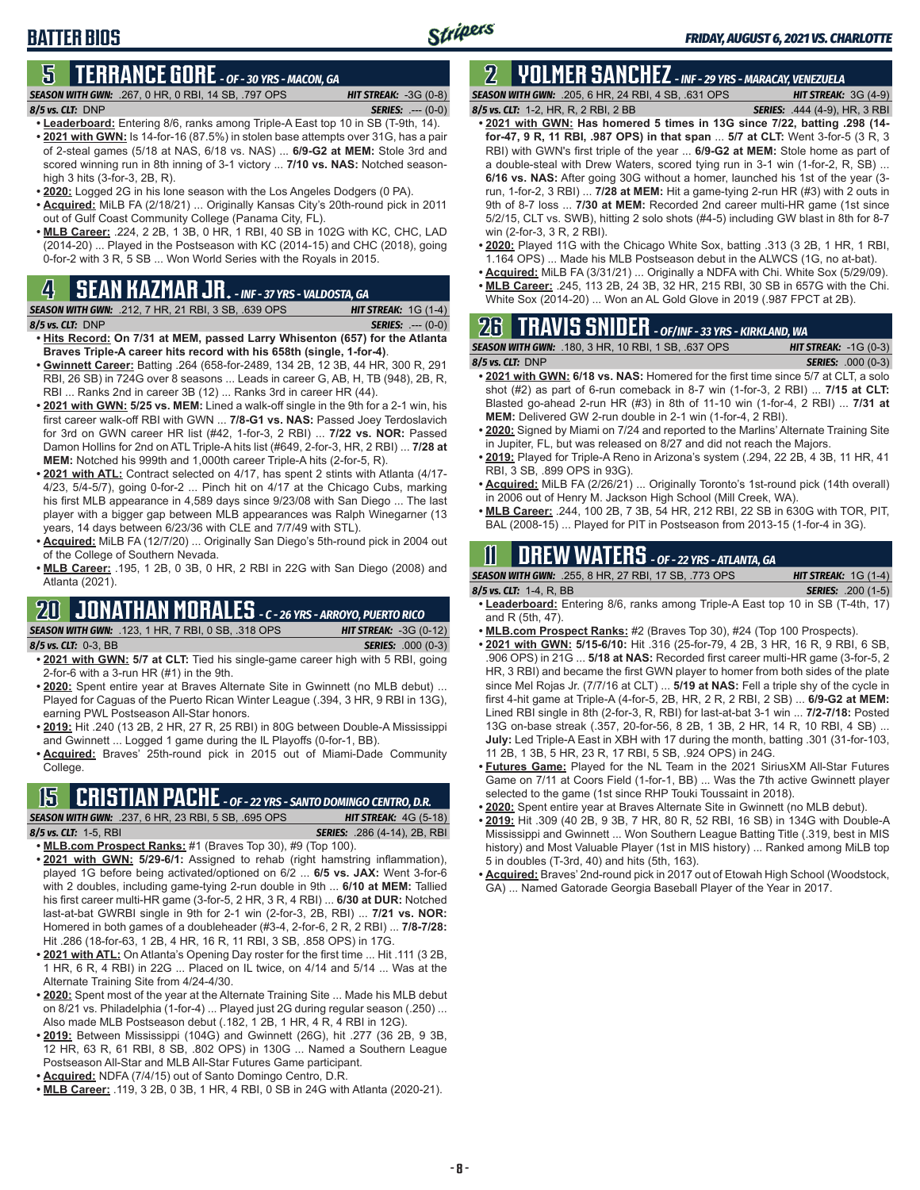# BATTER BIOS

## 5 TERRANCE GORE - OF - 30 YRS - MACON, GA

**SEASON WITH GWN:** .267, 0 HR, 0 RBI, 14 SB, .797 OPS — **HIT STREAK:** -3G (0-8)
**8/5 vs. CLT:** DNP — **SERIES:** .--- (0-0)

- **Leaderboard:** Entering 8/6, ranks among Triple-A East top 10 in SB (T-9th, 14).
- **2021 with GWN:** Is 14-for-16 (87.5%) in stolen base attempts over 31G, has a pair of 2-steal games (5/18 at NAS, 6/18 vs. NAS) ... **6/9-G2 at MEM:** Stole 3rd and scored winning run in 8th inning of 3-1 victory ... **7/10 vs. NAS:** Notched season-high 3 hits (3-for-3, 2B, R).
- **2020:** Logged 2G in his lone season with the Los Angeles Dodgers (0 PA).
- **Acquired:** MiLB FA (2/18/21) ... Originally Kansas City's 20th-round pick in 2011 out of Gulf Coast Community College (Panama City, FL).
- **MLB Career:** .224, 2 2B, 1 3B, 0 HR, 1 RBI, 40 SB in 102G with KC, CHC, LAD (2014-20) ... Played in the Postseason with KC (2014-15) and CHC (2018), going 0-for-2 with 3 R, 5 SB ... Won World Series with the Royals in 2015.

## 4 SEAN KAZMAR JR. - INF - 37 YRS - VALDOSTA, GA

**SEASON WITH GWN:** .212, 7 HR, 21 RBI, 3 SB, .639 OPS — **HIT STREAK:** 1G (1-4)
**8/5 vs. CLT:** DNP — **SERIES:** .--- (0-0)

- **Hits Record: On 7/31 at MEM, passed Larry Whisenton (657) for the Atlanta Braves Triple-A career hits record with his 658th (single, 1-for-4)**.
- **Gwinnett Career:** Batting .264 (658-for-2489, 134 2B, 12 3B, 44 HR, 300 R, 291 RBI, 26 SB) in 724G over 8 seasons ... Leads in career G, AB, H, TB (948), 2B, R, RBI ... Ranks 2nd in career 3B (12) ... Ranks 3rd in career HR (44).
- **2021 with GWN: 5/25 vs. MEM:** Lined a walk-off single in the 9th for a 2-1 win, his first career walk-off RBI with GWN ... **7/8-G1 vs. NAS:** Passed Joey Terdoslavich for 3rd on GWN career HR list (#42, 1-for-3, 2 RBI) ... **7/22 vs. NOR:** Passed Damon Hollins for 2nd on ATL Triple-A hits list (#649, 2-for-3, HR, 2 RBI) ... **7/28 at MEM:** Notched his 999th and 1,000th career Triple-A hits (2-for-5, R).
- **2021 with ATL:** Contract selected on 4/17, has spent 2 stints with Atlanta (4/17-4/23, 5/4-5/7), going 0-for-2 ... Pinch hit on 4/17 at the Chicago Cubs, marking his first MLB appearance in 4,589 days since 9/23/08 with San Diego ... The last player with a bigger gap between MLB appearances was Ralph Winegarner (13 years, 14 days between 6/23/36 with CLE and 7/7/49 with STL).
- **Acquired:** MiLB FA (12/7/20) ... Originally San Diego's 5th-round pick in 2004 out of the College of Southern Nevada.
- **MLB Career:** .195, 1 2B, 0 3B, 0 HR, 2 RBI in 22G with San Diego (2008) and Atlanta (2021).

## 20 JONATHAN MORALES - C - 26 YRS - ARROYO, PUERTO RICO

**SEASON WITH GWN:** .123, 1 HR, 7 RBI, 0 SB, .318 OPS — **HIT STREAK:** -3G (0-12)
**8/5 vs. CLT:** 0-3, BB — **SERIES:** .000 (0-3)

- **2021 with GWN:** 5/7 at CLT: Tied his single-game career high with 5 RBI, going 2-for-6 with a 3-run HR (#1) in the 9th.
- **2020:** Spent entire year at Braves Alternate Site in Gwinnett (no MLB debut) ... Played for Caguas of the Puerto Rican Winter League (.394, 3 HR, 9 RBI in 13G), earning PWL Postseason All-Star honors.
- **2019:** Hit .240 (13 2B, 2 HR, 27 R, 25 RBI) in 80G between Double-A Mississippi and Gwinnett ... Logged 1 game during the IL Playoffs (0-for-1, BB).
- **Acquired:** Braves' 25th-round pick in 2015 out of Miami-Dade Community College.

## 15 CRISTIAN PACHE - OF - 22 YRS - SANTO DOMINGO CENTRO, D.R.

**SEASON WITH GWN:** .237, 6 HR, 23 RBI, 5 SB, .695 OPS — **HIT STREAK:** 4G (5-18)
**8/5 vs. CLT:** 1-5, RBI — **SERIES:** .286 (4-14), 2B, RBI

- **MLB.com Prospect Ranks:** #1 (Braves Top 30), #9 (Top 100).
- **2021 with GWN:** 5/29-6/1: Assigned to rehab (right hamstring inflammation), played 1G before being activated/optioned on 6/2 ... **6/5 vs. JAX:** Went 3-for-6 with 2 doubles, including game-tying 2-run double in 9th ... **6/10 at MEM:** Tallied his first career multi-HR game (3-for-5, 2 HR, 3 R, 4 RBI) ... **6/30 at DUR:** Notched last-at-bat GWRBI single in 9th for 2-1 win (2-for-3, 2B, RBI) ... **7/21 vs. NOR:** Homered in both games of a doubleheader (#3-4, 2-for-6, 2 R, 2 RBI) ... **7/8-7/28:** Hit .286 (18-for-63, 1 2B, 4 HR, 16 R, 11 RBI, 3 SB, .858 OPS) in 17G.
- **2021 with ATL:** On Atlanta's Opening Day roster for the first time ... Hit .111 (3 2B, 1 HR, 6 R, 4 RBI) in 22G ... Placed on IL twice, on 4/14 and 5/14 ... Was at the Alternate Training Site from 4/24-4/30.
- **2020:** Spent most of the year at the Alternate Training Site ... Made his MLB debut on 8/21 vs. Philadelphia (1-for-4) ... Played just 2G during regular season (.250) ... Also made MLB Postseason debut (.182, 1 2B, 1 HR, 4 R, 4 RBI in 12G).
- **2019:** Between Mississippi (104G) and Gwinnett (26G), hit .277 (36 2B, 9 3B, 12 HR, 63 R, 61 RBI, 8 SB, .802 OPS) in 130G ... Named a Southern League Postseason All-Star and MLB All-Star Futures Game participant.
- **Acquired:** NDFA (7/4/15) out of Santo Domingo Centro, D.R.
- **MLB Career:** .119, 3 2B, 0 3B, 1 HR, 4 RBI, 0 SB in 24G with Atlanta (2020-21).

## 2 YOLMER SANCHEZ - INF - 29 YRS - MARACAY, VENEZUELA

**SEASON WITH GWN:** .205, 6 HR, 24 RBI, 4 SB, .631 OPS — **HIT STREAK:** 3G (4-9)
**8/5 vs. CLT:** 1-2, HR, R, 2 RBI, 2 BB — **SERIES:** .444 (4-9), HR, 3 RBI

- **2021 with GWN: Has homered 5 times in 13G since 7/22, batting .298 (14-for-47, 9 R, 11 RBI, .987 OPS) in that span** ... **5/7 at CLT:** Went 3-for-5 (3 R, 3 RBI) with GWN's first triple of the year ... **6/9-G2 at MEM:** Stole home as part of a double-steal with Drew Waters, scored tying run in 3-1 win (1-for-2, R, SB) ... **6/16 vs. NAS:** After going 30G without a homer, launched his 1st of the year (3-run, 1-for-2, 3 RBI) ... **7/28 at MEM:** Hit a game-tying 2-run HR (#3) with 2 outs in 9th of 8-7 loss ... **7/30 at MEM:** Recorded 2nd career multi-HR game (1st since 5/2/15, CLT vs. SWB), hitting 2 solo shots (#4-5) including GW blast in 8th for 8-7 win (2-for-3, 3 R, 2 RBI).
- **2020:** Played 11G with the Chicago White Sox, batting .313 (3 2B, 1 HR, 1 RBI, 1.164 OPS) ... Made his MLB Postseason debut in the ALWCS (1G, no at-bat).
- **Acquired:** MiLB FA (3/31/21) ... Originally a NDFA with Chi. White Sox (5/29/09).
- **MLB Career:** .245, 113 2B, 24 3B, 32 HR, 215 RBI, 30 SB in 657G with the Chi. White Sox (2014-20) ... Won an AL Gold Glove in 2019 (.987 FPCT at 2B).

## 26 TRAVIS SNIDER - OF/INF - 33 YRS - KIRKLAND, WA

**SEASON WITH GWN:** .180, 3 HR, 10 RBI, 1 SB, .637 OPS — **HIT STREAK:** -1G (0-3)
**8/5 vs. CLT:** DNP — **SERIES:** .000 (0-3)

- **2021 with GWN: 6/18 vs. NAS:** Homered for the first time since 5/7 at CLT, a solo shot (#2) as part of 6-run comeback in 8-7 win (1-for-3, 2 RBI) ... **7/15 at CLT:** Blasted go-ahead 2-run HR (#3) in 8th of 11-10 win (1-for-4, 2 RBI) ... **7/31 at MEM:** Delivered GW 2-run double in 2-1 win (1-for-4, 2 RBI).
- **2020:** Signed by Miami on 7/24 and reported to the Marlins' Alternate Training Site in Jupiter, FL, but was released on 8/27 and did not reach the Majors.
- **2019:** Played for Triple-A Reno in Arizona's system (.294, 22 2B, 4 3B, 11 HR, 41 RBI, 3 SB, .899 OPS in 93G).
- **Acquired:** MiLB FA (2/26/21) ... Originally Toronto's 1st-round pick (14th overall) in 2006 out of Henry M. Jackson High School (Mill Creek, WA).
- **MLB Career:** .244, 100 2B, 7 3B, 54 HR, 212 RBI, 22 SB in 630G with TOR, PIT, BAL (2008-15) ... Played for PIT in Postseason from 2013-15 (1-for-4 in 3G).

## 11 DREW WATERS - OF - 22 YRS - ATLANTA, GA

**SEASON WITH GWN:** .255, 8 HR, 27 RBI, 17 SB, .773 OPS — **HIT STREAK:** 1G (1-4)
**8/5 vs. CLT:** 1-4, R, BB — **SERIES:** .200 (1-5)

- **Leaderboard:** Entering 8/6, ranks among Triple-A East top 10 in SB (T-4th, 17) and R (5th, 47).
- **MLB.com Prospect Ranks:** #2 (Braves Top 30), #24 (Top 100 Prospects).
- **2021 with GWN: 5/15-6/10:** Hit .316 (25-for-79, 4 2B, 3 HR, 16 R, 9 RBI, 6 SB, .906 OPS) in 21G ... **5/18 at NAS:** Recorded first career multi-HR game (3-for-5, 2 HR, 3 RBI) and became the first GWN player to homer from both sides of the plate since Mel Rojas Jr. (7/7/16 at CLT) ... **5/19 at NAS:** Fell a triple shy of the cycle in first 4-hit game at Triple-A (4-for-5, 2B, HR, 2 R, 2 RBI, 2 SB) ... **6/9-G2 at MEM:** Lined RBI single in 8th (2-for-3, R, RBI) for last-at-bat 3-1 win ... **7/2-7/18:** Posted 13G on-base streak (.357, 20-for-56, 8 2B, 1 3B, 2 HR, 14 R, 10 RBI, 4 SB) ... **July:** Led Triple-A East in XBH with 17 during the month, batting .301 (31-for-103, 11 2B, 1 3B, 5 HR, 23 R, 17 RBI, 5 SB, .924 OPS) in 24G.
- **Futures Game:** Played for the NL Team in the 2021 SiriusXM All-Star Futures Game on 7/11 at Coors Field (1-for-1, BB) ... Was the 7th active Gwinnett player selected to the game (1st since RHP Touki Toussaint in 2018).
- **2020:** Spent entire year at Braves Alternate Site in Gwinnett (no MLB debut).
- **2019:** Hit .309 (40 2B, 9 3B, 7 HR, 80 R, 52 RBI, 16 SB) in 134G with Double-A Mississippi and Gwinnett ... Won Southern League Batting Title (.319, best in MIS history) and Most Valuable Player (1st in MIS history) ... Ranked among MiLB top 5 in doubles (T-3rd, 40) and hits (5th, 163).
- **Acquired:** Braves' 2nd-round pick in 2017 out of Etowah High School (Woodstock, GA) ... Named Gatorade Georgia Baseball Player of the Year in 2017.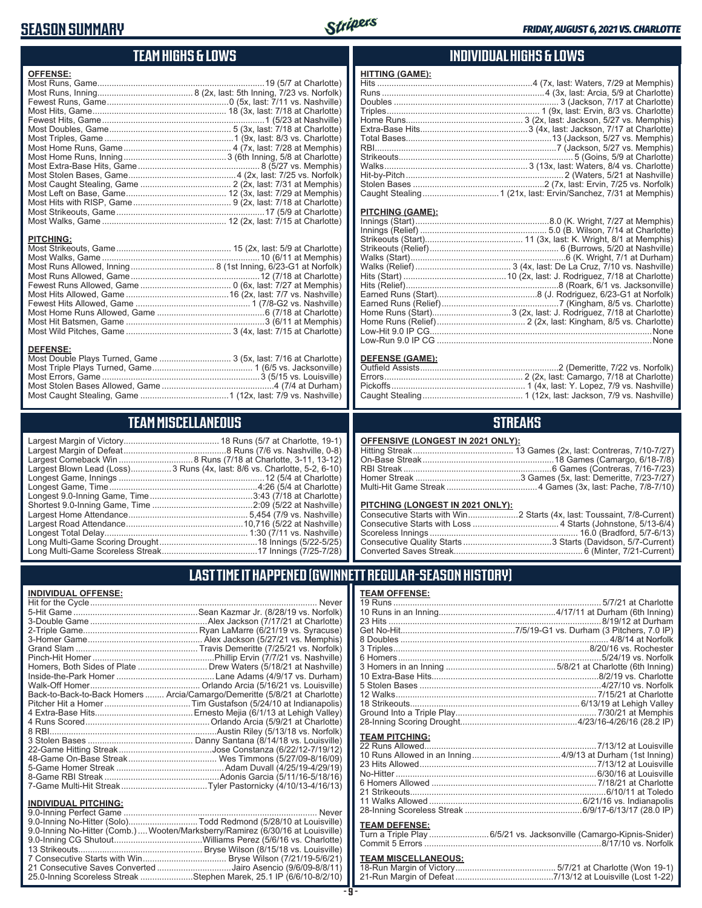# SEASON SUMMARY

*FRIDAY, AUGUST 6, 2021 VS. CHARLOTTE*

## TEAM HIGHS & LOWS

**OFFENSE:**

| | |
|---|---|
| Most Runs, Game | 19 (5/7 at Charlotte) |
| Most Runs, Inning | 8 (2x, last: 5th Inning, 7/23 vs. Norfolk) |
| Fewest Runs, Game | 0 (5x, last: 7/11 vs. Nashville) |
| Most Hits, Game | 18 (3x, last: 7/18 at Charlotte) |
| Fewest Hits, Game | 1 (5/23 at Nashville) |
| Most Doubles, Game | 5 (3x, last: 7/18 at Charlotte) |
| Most Triples, Game | 1 (9x, last: 8/3 vs. Charlotte) |
| Most Home Runs, Game | 4 (7x, last: 7/28 at Memphis) |
| Most Home Runs, Inning | 3 (6th Inning, 5/8 at Charlotte) |
| Most Extra-Base Hits, Game | 8 (5/27 vs. Memphis) |
| Most Stolen Bases, Game | 4 (2x, last: 7/25 vs. Norfolk) |
| Most Caught Stealing, Game | 2 (2x, last: 7/31 at Memphis) |
| Most Left on Base, Game | 12 (3x, last: 7/29 at Memphis) |
| Most Hits with RISP, Game | 9 (2x, last: 7/18 at Charlotte) |
| Most Strikeouts, Game | 17 (5/9 at Charlotte) |
| Most Walks, Game | 12 (2x, last: 7/15 at Charlotte) |

**PITCHING:**

| | |
|---|---|
| Most Strikeouts, Game | 15 (2x, last: 5/9 at Charlotte) |
| Most Walks, Game | 10 (6/11 at Memphis) |
| Most Runs Allowed, Inning | 8 (1st Inning, 6/23-G1 at Norfolk) |
| Most Runs Allowed, Game | 12 (7/18 at Charlotte) |
| Fewest Runs Allowed, Game | 0 (6x, last: 7/27 at Memphis) |
| Most Hits Allowed, Game | 16 (2x, last: 7/7 vs. Nashville) |
| Fewest Hits Allowed, Game | 1 (7/8-G2 vs. Nashville) |
| Most Home Runs Allowed, Game | 6 (7/18 at Charlotte) |
| Most Hit Batsmen, Game | 3 (6/11 at Memphis) |
| Most Wild Pitches, Game | 3 (4x, last: 7/15 at Charlotte) |

**DEFENSE:**

| | |
|---|---|
| Most Double Plays Turned, Game | 3 (5x, last: 7/16 at Charlotte) |
| Most Triple Plays Turned, Game | 1 (6/5 vs. Jacksonville) |
| Most Errors, Game | 3 (5/15 vs. Louisville) |
| Most Stolen Bases Allowed, Game | 4 (7/4 at Durham) |
| Most Caught Stealing, Game | 1 (12x, last: 7/9 vs. Nashville) |

## INDIVIDUAL HIGHS & LOWS

**HITTING (GAME):**

| | |
|---|---|
| Hits | 4 (7x, last: Waters, 7/29 at Memphis) |
| Runs | 4 (3x, last: Arcia, 5/9 at Charlotte) |
| Doubles | 3 (Jackson, 7/17 at Charlotte) |
| Triples | 1 (9x, last: Ervin, 8/3 vs. Charlotte) |
| Home Runs | 3 (2x, last: Jackson, 5/27 vs. Memphis) |
| Extra-Base Hits | 3 (4x, last: Jackson, 7/17 at Charlotte) |
| Total Bases | 13 (Jackson, 5/27 vs. Memphis) |
| RBI | 7 (Jackson, 5/27 vs. Memphis) |
| Strikeouts | 5 (Goins, 5/9 at Charlotte) |
| Walks | 3 (13x, last: Waters, 8/4 vs. Charlotte) |
| Hit-by-Pitch | 2 (Waters, 5/21 at Nashville) |
| Stolen Bases | 2 (7x, last: Ervin, 7/25 vs. Norfolk) |
| Caught Stealing | 1 (21x, last: Ervin/Sanchez, 7/31 at Memphis) |

**PITCHING (GAME):**

| | |
|---|---|
| Innings (Start) | 8.0 (K. Wright, 7/27 at Memphis) |
| Innings (Relief) | 5.0 (B. Wilson, 7/14 at Charlotte) |
| Strikeouts (Start) | 11 (3x, last: K. Wright, 8/1 at Memphis) |
| Strikeouts (Relief) | 6 (Burrows, 5/20 at Nashville) |
| Walks (Start) | 6 (K. Wright, 7/1 at Durham) |
| Walks (Relief) | 3 (4x, last: De La Cruz, 7/10 vs. Nashville) |
| Hits (Start) | 10 (2x, last: J. Rodriguez, 7/18 at Charlotte) |
| Hits (Relief) | 8 (Roark, 6/1 vs. Jacksonville) |
| Earned Runs (Start) | 8 (J. Rodriguez, 6/23-G1 at Norfolk) |
| Earned Runs (Relief) | 7 (Kingham, 8/5 vs. Charlotte) |
| Home Runs (Start) | 3 (2x, last: J. Rodriguez, 7/18 at Charlotte) |
| Home Runs (Relief) | 2 (2x, last: Kingham, 8/5 vs. Charlotte) |
| Low-Hit 9.0 IP CG | None |
| Low-Run 9.0 IP CG | None |

**DEFENSE (GAME):**

| | |
|---|---|
| Outfield Assists | 2 (Demeritte, 7/22 vs. Norfolk) |
| Errors | 2 (2x, last: Camargo, 7/18 at Charlotte) |
| Pickoffs | 1 (4x, last: Y. Lopez, 7/9 vs. Nashville) |
| Caught Stealing | 1 (12x, last: Jackson, 7/9 vs. Nashville) |

## TEAM MISCELLANEOUS

| | |
|---|---|
| Largest Margin of Victory | 18 Runs (5/7 at Charlotte, 19-1) |
| Largest Margin of Defeat | 8 Runs (7/6 vs. Nashville, 0-8) |
| Largest Comeback Win | 8 Runs (7/18 at Charlotte, 3-11, 13-12) |
| Largest Blown Lead (Loss) | 3 Runs (4x, last: 8/6 vs. Charlotte, 5-2, 6-10) |
| Longest Game, Innings | 12 (5/4 at Charlotte) |
| Longest Game, Time | 4:26 (5/4 at Charlotte) |
| Longest 9.0-Inning Game, Time | 3:43 (7/18 at Charlotte) |
| Shortest 9.0-Inning Game, Time | 2:09 (5/22 at Nashville) |
| Largest Home Attendance | 5,454 (7/9 vs. Nashville) |
| Largest Road Attendance | 10,716 (5/22 at Nashville) |
| Longest Total Delay | 1:30 (7/11 vs. Nashville) |
| Long Multi-Game Scoring Drought | 18 Innings (5/22-5/25) |
| Long Multi-Game Scoreless Streak | 17 Innings (7/25-7/28) |

## STREAKS

**OFFENSIVE (LONGEST IN 2021 ONLY):**

| | |
|---|---|
| Hitting Streak | 13 Games (2x, last: Contreras, 7/10-7/27) |
| On-Base Streak | 18 Games (Camargo, 6/18-7/8) |
| RBI Streak | 6 Games (Contreras, 7/16-7/23) |
| Homer Streak | 3 Games (5x, last: Demeritte, 7/23-7/27) |
| Multi-Hit Game Streak | 4 Games (3x, last: Pache, 7/8-7/10) |

**PITCHING (LONGEST IN 2021 ONLY):**

| | |
|---|---|
| Consecutive Starts with Win | 2 Starts (4x, last: Toussaint, 7/8-Current) |
| Consecutive Starts with Loss | 4 Starts (Johnstone, 5/13-6/4) |
| Scoreless Innings | 16.0 (Bradford, 5/7-6/13) |
| Consecutive Quality Starts | 3 Starts (Davidson, 5/7-Current) |
| Converted Saves Streak | 6 (Minter, 7/21-Current) |

## LAST TIME IT HAPPENED (GWINNETT REGULAR-SEASON HISTORY)

**INDIVIDUAL OFFENSE:**

| | |
|---|---|
| Hit for the Cycle | Never |
| 5-Hit Game | Sean Kazmar Jr. (8/28/19 vs. Norfolk) |
| 3-Double Game | Alex Jackson (7/17/21 at Charlotte) |
| 2-Triple Game | Ryan LaMarre (6/21/19 vs. Syracuse) |
| 3-Homer Game | Alex Jackson (5/27/21 vs. Memphis) |
| Grand Slam | Travis Demeritte (7/25/21 vs. Norfolk) |
| Pinch-Hit Homer | Phillip Ervin (7/7/21 vs. Nashville) |
| Homers, Both Sides of Plate | Drew Waters (5/18/21 at Nashville) |
| Inside-the-Park Homer | Lane Adams (4/9/17 vs. Durham) |
| Walk-Off Homer | Orlando Arcia (5/16/21 vs. Louisville) |
| Back-to-Back-to-Back Homers | Arcia/Camargo/Demeritte (5/8/21 at Charlotte) |
| Pitcher Hit a Homer | Tim Gustafson (5/24/10 at Indianapolis) |
| 4 Extra-Base Hits | Ernesto Mejia (6/1/13 at Lehigh Valley) |
| 4 Runs Scored | Orlando Arcia (5/9/21 at Charlotte) |
| 8 RBI | Austin Riley (5/13/18 vs. Norfolk) |
| 3 Stolen Bases | Danny Santana (8/14/18 vs. Louisville) |
| 22-Game Hitting Streak | Jose Constanza (6/22/12-7/19/12) |
| 48-Game On-Base Streak | Wes Timmons (5/27/09-8/16/09) |
| 5-Game Homer Streak | Adam Duvall (4/25/19-4/29/19) |
| 8-Game RBI Streak | Adonis Garcia (5/11/16-5/18/16) |
| 7-Game Multi-Hit Streak | Tyler Pastornicky (4/10/13-4/16/13) |

**INDIVIDUAL PITCHING:**

| | |
|---|---|
| 9.0-Inning Perfect Game | Never |
| 9.0-Inning No-Hitter (Solo) | Todd Redmond (5/28/10 at Louisville) |
| 9.0-Inning No-Hitter (Comb.) | Wooten/Marksberry/Ramirez (6/30/16 at Louisville) |
| 9.0-Inning CG Shutout | Williams Perez (5/6/16 vs. Charlotte) |
| 13 Strikeouts | Bryse Wilson (8/15/18 vs. Louisville) |
| 7 Consecutive Starts with Win | Bryse Wilson (7/21/19-5/6/21) |
| 21 Consecutive Saves Converted | Jairo Asencio (9/6/09-8/8/11) |
| 25.0-Inning Scoreless Streak | Stephen Marek, 25.1 IP (6/6/10-8/2/10) |

**TEAM OFFENSE:**

| | |
|---|---|
| 19 Runs | 5/7/21 at Charlotte |
| 10 Runs in an Inning | 4/17/11 at Durham (6th Inning) |
| 23 Hits | 8/19/12 at Durham |
| Get No-Hit | 7/5/19-G1 vs. Durham (3 Pitchers, 7.0 IP) |
| 8 Doubles | 4/8/14 at Norfolk |
| 3 Triples | 8/20/16 vs. Rochester |
| 6 Homers | 5/24/19 vs. Norfolk |
| 3 Homers in an Inning | 5/8/21 at Charlotte (6th Inning) |
| 10 Extra-Base Hits | 8/2/19 vs. Charlotte |
| 5 Stolen Bases | 4/27/10 vs. Norfolk |
| 12 Walks | 7/15/21 at Charlotte |
| 18 Strikeouts | 6/13/19 at Lehigh Valley |
| Ground Into a Triple Play | 7/30/21 at Memphis |
| 28-Inning Scoring Drought | 4/23/16-4/26/16 (28.2 IP) |

**TEAM PITCHING:**

| | |
|---|---|
| 22 Runs Allowed | 7/13/12 at Louisville |
| 10 Runs Allowed in an Inning | 4/9/13 at Durham (1st Inning) |
| 23 Hits Allowed | 7/13/12 at Louisville |
| No-Hitter | 6/30/16 at Louisville |
| 6 Homers Allowed | 7/18/21 at Charlotte |
| 21 Strikeouts | 6/10/11 at Toledo |
| 11 Walks Allowed | 6/21/16 vs. Indianapolis |
| 28-Inning Scoreless Streak | 6/9/17-6/13/17 (28.0 IP) |

**TEAM DEFENSE:**

| | |
|---|---|
| Turn a Triple Play | 6/5/21 vs. Jacksonville (Camargo-Kipnis-Snider) |
| Commit 5 Errors | 8/17/10 vs. Norfolk |

**TEAM MISCELLANEOUS:**

| | |
|---|---|
| 18-Run Margin of Victory | 5/7/21 at Charlotte (Won 19-1) |
| 21-Run Margin of Defeat | 7/13/12 at Louisville (Lost 1-22) |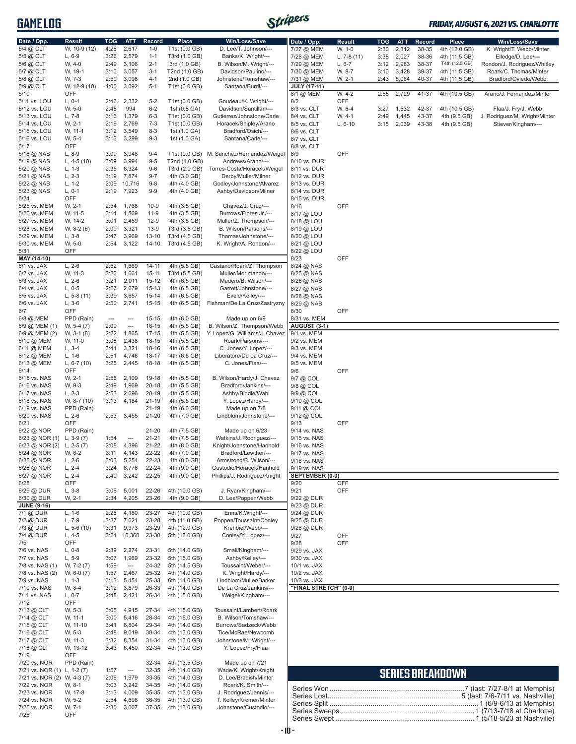# GAME LOG

*FRIDAY, AUGUST 6, 2021 VS. CHARLOTTE*

| Date / Opp. | Result | TOG | ATT | Record | Place | Win/Loss/Save |
|---|---|---|---|---|---|---|
| 5/4 @ CLT | W, 10-9 (12) | 4:26 | 2,617 | 1-0 | T1st (0.0 GB) | D. Lee/T. Johnson/--- |
| 5/5 @ CLT | L, 6-9 | 3:26 | 2,579 | 1-1 | T3rd (1.0 GB) | Banks/K. Wright/--- |
| 5/6 @ CLT | W, 4-0 | 2:49 | 3,106 | 2-1 | 3rd (1.0 GB) | B. Wilson/M. Wright/--- |
| 5/7 @ CLT | W, 19-1 | 3:10 | 3,057 | 3-1 | T2nd (1.0 GB) | Davidson/Paulino/--- |
| 5/8 @ CLT | W, 7-3 | 2:50 | 3,098 | 4-1 | 2nd (1.0 GB) | Johnstone/Tomshaw/--- |
| 5/9 @ CLT | W, 12-9 (10) | 4:00 | 3,092 | 5-1 | T1st (0.0 GB) | Santana/Burdi/--- |
| 5/10 | OFF | | | | | |
| 5/11 vs. LOU | L, 0-4 | 2:46 | 2,332 | 5-2 | T1st (0.0 GB) | Goudeau/K. Wright/--- |
| 5/12 vs. LOU | W, 5-0 | 2:45 | 994 | 6-2 | 1st (0.5 GA) | Davidson/Santillan/--- |
| 5/13 vs. LOU | L, 7-8 | 3:16 | 1,379 | 6-3 | T1st (0.0 GB) | Gutierrez/Johnstone/Carle |
| 5/14 vs. LOU | W, 2-1 | 2:19 | 2,769 | 7-3 | T1st (0.0 GB) | Horacek/Shipley/Arano |
| 5/15 vs. LOU | W, 11-1 | 3:12 | 3,549 | 8-3 | 1st (1.0 GA) | Bradford/Osich/--- |
| 5/16 vs. LOU | W, 5-4 | 3:13 | 3,299 | 9-3 | 1st (1.0 GA) | Santana/Carle/--- |
| 5/17 | OFF | | | | | |
| 5/18 @ NAS | L, 8-9 | 3:09 | 3,948 | 9-4 | T1st (0.0 GB) | M. Sanchez/Hernandez/Weigel |
| 5/19 @ NAS | L, 4-5 (10) | 3:09 | 3,994 | 9-5 | T2nd (1.0 GB) | Andrews/Arano/--- |
| 5/20 @ NAS | L, 1-3 | 2:35 | 6,324 | 9-6 | T3rd (2.0 GB) | Torres-Costa/Horacek/Weigel |
| 5/21 @ NAS | L, 2-3 | 3:19 | 7,874 | 9-7 | 4th (3.0 GB) | Derby/Muller/Milner |
| 5/22 @ NAS | L, 1-2 | 2:09 | 10,716 | 9-8 | 4th (4.0 GB) | Godley/Johnstone/Alvarez |
| 5/23 @ NAS | L, 0-1 | 2:19 | 7,923 | 9-9 | 4th (4.0 GB) | Ashby/Davidson/Milner |
| 5/24 | OFF | | | | | |
| 5/25 vs. MEM | W, 2-1 | 2:54 | 1,768 | 10-9 | 4th (3.5 GB) | Chavez/J. Cruz/--- |
| 5/26 vs. MEM | W, 11-5 | 3:14 | 1,569 | 11-9 | 4th (3.5 GB) | Burrows/Flores Jr./--- |
| 5/27 vs. MEM | W, 14-2 | 3:01 | 2,459 | 12-9 | 4th (3.5 GB) | Muller/Z. Thompson/--- |
| 5/28 vs. MEM | W, 8-2 (6) | 2:09 | 3,321 | 13-9 | T3rd (3.5 GB) | B. Wilson/Parsons/--- |
| 5/29 vs. MEM | L, 3-8 | 2:47 | 3,969 | 13-10 | T3rd (4.5 GB) | Thomas/Johnstone/--- |
| 5/30 vs. MEM | W, 5-0 | 2:54 | 3,122 | 14-10 | T3rd (4.5 GB) | K. Wright/A. Rondon/--- |
| 5/31 | OFF | | | | | |
| **MAY (14-10)** | | | | | | |
| 6/1 vs. JAX | L, 2-6 | 2:52 | 1,669 | 14-11 | 4th (5.5 GB) | Castano/Roark/Z. Thompson |
| 6/2 vs. JAX | W, 11-3 | 3:23 | 1,661 | 15-11 | T3rd (5.5 GB) | Muller/Morimando/--- |
| 6/3 vs. JAX | L, 2-6 | 3:21 | 2,011 | 15-12 | 4th (6.5 GB) | Madero/B. Wilson/--- |
| 6/4 vs. JAX | L, 0-5 | 2:27 | 2,679 | 15-13 | 4th (6.5 GB) | Garrett/Johnstone/--- |
| 6/5 vs. JAX | L, 5-8 (11) | 3:39 | 3,657 | 15-14 | 4th (6.5 GB) | Eveld/Kelley/--- |
| 6/6 vs. JAX | L, 3-6 | 2:50 | 2,741 | 15-15 | 4th (6.5 GB) | Fishman/De La Cruz/Zastryzny |
| 6/7 | OFF | | | | | |
| 6/8 @ MEM | PPD (Rain) | --- | --- | 15-15 | 4th (6.0 GB) | Made up on 6/9 |
| 6/9 @ MEM (1) | W, 5-4 (7) | 2:09 | --- | 16-15 | 4th (5.5 GB) | B. Wilson/Z. Thompson/Webb |
| 6/9 @ MEM (2) | W, 3-1 (8) | 2:22 | 1,865 | 17-15 | 4th (5.5 GB) | Y. Lopez/G. Williams/J. Chavez |
| 6/10 @ MEM | W, 11-0 | 3:08 | 2,438 | 18-15 | 4th (5.5 GB) | Roark/Parsons/--- |
| 6/11 @ MEM | L, 3-4 | 3:41 | 3,321 | 18-16 | 4th (6.5 GB) | C. Jones/Y. Lopez/--- |
| 6/12 @ MEM | L, 1-6 | 2:51 | 4,746 | 18-17 | 4th (6.5 GB) | Liberatore/De La Cruz/--- |
| 6/13 @ MEM | L, 6-7 (10) | 3:25 | 2,445 | 18-18 | 4th (6.5 GB) | C. Jones/Flaa/--- |
| 6/14 | OFF | | | | | |
| 6/15 vs. NAS | W, 2-1 | 2:55 | 2,109 | 19-18 | 4th (5.5 GB) | B. Wilson/Hardy/J. Chavez |
| 6/16 vs. NAS | W, 9-3 | 2:49 | 1,969 | 20-18 | 4th (5.5 GB) | Bradford/Jankins/--- |
| 6/17 vs. NAS | L, 2-3 | 2:53 | 2,696 | 20-19 | 4th (5.5 GB) | Ashby/Biddle/Wahl |
| 6/18 vs. NAS | W, 8-7 (10) | 3:13 | 4,184 | 21-19 | 4th (5.5 GB) | Y. Lopez/Hardy/--- |
| 6/19 vs. NAS | PPD (Rain) | | | 21-19 | 4th (6.0 GB) | Made up on 7/8 |
| 6/20 vs. NAS | L, 2-6 | 2:53 | 3,455 | 21-20 | 4th (7.0 GB) | Lindblom/Johnstone/--- |
| 6/21 | OFF | | | | | |
| 6/22 @ NOR | PPD (Rain) | | | 21-20 | 4th (7.5 GB) | Made up on 6/23 |
| 6/23 @ NOR (1) | L, 3-9 (7) | 1:54 | --- | 21-21 | 4th (7.5 GB) | Watkins/J. Rodriguez/--- |
| 6/23 @ NOR (2) | L, 2-5 (7) | 2:08 | 4,396 | 21-22 | 4th (8.0 GB) | Knight/Johnstone/Hanhold |
| 6/24 @ NOR | W, 6-2 | 3:11 | 4,143 | 22-22 | 4th (7.0 GB) | Bradford/Lowther/--- |
| 6/25 @ NOR | L, 2-6 | 3:03 | 5,254 | 22-23 | 4th (8.0 GB) | Armstrong/B. Wilson/--- |
| 6/26 @ NOR | L, 2-4 | 3:24 | 6,776 | 22-24 | 4th (9.0 GB) | Custodio/Horacek/Hanhold |
| 6/27 @ NOR | L, 2-4 | 2:40 | 3,242 | 22-25 | 4th (9.0 GB) | Phillips/J. Rodriguez/Knight |
| 6/28 | OFF | | | | | |
| 6/29 @ DUR | L, 3-8 | 3:06 | 5,001 | 22-26 | 4th (10.0 GB) | J. Ryan/Kingham/--- |
| 6/30 @ DUR | W, 2-1 | 2:34 | 4,205 | 23-26 | 4th (9.0 GB) | D. Lee/Poppen/Webb |
| **JUNE (9-16)** | | | | | | |
| 7/1 @ DUR | L, 1-6 | 2:26 | 4,180 | 23-27 | 4th (10.0 GB) | Enns/K.Wright/--- |
| 7/2 @ DUR | L, 7-9 | 3:27 | 7,621 | 23-28 | 4th (11.0 GB) | Poppen/Toussaint/Conley |
| 7/3 @ DUR | L, 5-6 (10) | 3:31 | 9,373 | 23-29 | 4th (12.0 GB) | Krehbiel/Webb/--- |
| 7/4 @ DUR | L, 4-5 | 3:21 | 10,360 | 23-30 | 5th (13.0 GB) | Conley/Y. Lopez/--- |
| 7/5 | OFF | | | | | |
| 7/6 vs. NAS | L, 0-8 | 2:39 | 2,274 | 23-31 | 5th (14.0 GB) | Small/Kingham/--- |
| 7/7 vs. NAS | L, 5-9 | 3:07 | 1,969 | 23-32 | 5th (15.0 GB) | Ashby/Kelley/--- |
| 7/8 vs. NAS (1) | W, 7-2 (7) | 1:59 | --- | 24-32 | 5th (14.5 GB) | Toussaint/Weber/--- |
| 7/8 vs. NAS (2) | W, 6-0 (7) | 1:57 | 2,467 | 25-32 | 4th (14.0 GB) | K. Wright/Hardy/--- |
| 7/9 vs. NAS | L, 1-3 | 3:13 | 5,454 | 25-33 | 6th (14.0 GB) | Lindblom/Muller/Barker |
| 7/10 vs. NAS | W, 8-4 | 3:12 | 3,879 | 26-33 | 4th (14.0 GB) | De La Cruz/Jankins/--- |
| 7/11 vs. NAS | L, 0-7 | 2:48 | 2,421 | 26-34 | 4th (15.0 GB) | Weigel/Kingham/--- |
| 7/12 | OFF | | | | | |
| 7/13 @ CLT | W, 5-3 | 3:05 | 4,915 | 27-34 | 4th (15.0 GB) | Toussaint/Lambert/Roark |
| 7/14 @ CLT | W, 11-1 | 3:00 | 5,416 | 28-34 | 4th (15.0 GB) | B. Wilson/Tomshaw/--- |
| 7/15 @ CLT | W, 11-10 | 3:41 | 6,804 | 29-34 | 4th (14.0 GB) | Burrows/Sadzeck/Webb |
| 7/16 @ CLT | W, 5-3 | 2:48 | 9,019 | 30-34 | 4th (13.0 GB) | Tice/McRae/Newcomb |
| 7/17 @ CLT | W, 11-3 | 3:32 | 8,354 | 31-34 | 4th (13.0 GB) | Johnstone/M. Wright/--- |
| 7/18 @ CLT | W, 13-12 | 3:43 | 6,450 | 32-34 | 4th (13.0 GB) | Y. Lopez/Fry/Flaa |
| 7/19 | OFF | | | | | |
| 7/20 vs. NOR | PPD (Rain) | | | 32-34 | 4th (13.5 GB) | Made up on 7/21 |
| 7/21 vs. NOR (1) | L, 1-2 (7) | 1:57 | --- | 32-35 | 4th (14.0 GB) | Wade/K. Wright/Knight |
| 7/21 vs. NOR (2) | W, 4-3 (7) | 2:06 | 1,979 | 33-35 | 4th (14.0 GB) | D. Lee/Bradish/Minter |
| 7/22 vs. NOR | W, 8-1 | 3:03 | 3,242 | 34-35 | 4th (14.0 GB) | Roark/K. Smith/--- |
| 7/23 vs. NOR | W, 17-8 | 3:13 | 4,009 | 35-35 | 4th (13.0 GB) | J. Rodriguez/Jannis/--- |
| 7/24 vs. NOR | W, 5-2 | 2:54 | 4,698 | 36-35 | 4th (13.0 GB) | T. Kelley/Kremer/Minter |
| 7/25 vs. NOR | W, 7-1 | 2:30 | 3,007 | 37-35 | 4th (13.0 GB) | Johnstone/Custodio/--- |
| 7/26 | OFF | | | | | |
| 7/27 @ MEM | W, 1-0 | 2:30 | 2,312 | 38-35 | 4th (12.0 GB) | K. Wright/T. Webb/Minter |
| 7/28 @ MEM | L, 7-8 (11) | 3:38 | 2,027 | 38-36 | 4th (11.5 GB) | Elledge/D. Lee/--- |
| 7/29 @ MEM | L, 6-7 | 3:12 | 2,983 | 38-37 | T4th (12.5 GB) | Rondon/J. Rodriguez/Whitley |
| 7/30 @ MEM | W, 8-7 | 3:10 | 3,428 | 39-37 | 4th (11.5 GB) | Roark/C. Thomas/Minter |
| 7/31 @ MEM | W, 2-1 | 2:43 | 5,064 | 40-37 | 4th (11.5 GB) | Bradford/Oviedo/Webb |
| **JULY (17-11)** | | | | | | |
| 8/1 @ MEM | W, 4-2 | 2:55 | 2,729 | 41-37 | 4th (10.5 GB) | Arano/J. Fernandez/Minter |
| 8/2 | OFF | | | | | |
| 8/3 vs. CLT | W, 6-4 | 3:27 | 1,532 | 42-37 | 4th (10.5 GB) | Flaa/J. Fry/J. Webb |
| 8/4 vs. CLT | W, 4-1 | 2:49 | 1,445 | 43-37 | 4th (9.5 GB) | J. Rodriguez/M. Wright/Minter |
| 8/5 vs. CLT | L, 6-10 | 3:15 | 2,039 | 43-38 | 4th (9.5 GB) | Stiever/Kingham/--- |
| 8/6 vs. CLT | | | | | | |
| 8/7 vs. CLT | | | | | | |
| 8/8 vs. CLT | | | | | | |
| 8/9 | OFF | | | | | |
| 8/10 vs. DUR | | | | | | |
| 8/11 vs. DUR | | | | | | |
| 8/12 vs. DUR | | | | | | |
| 8/13 vs. DUR | | | | | | |
| 8/14 vs. DUR | | | | | | |
| 8/15 vs. DUR | | | | | | |
| 8/16 | OFF | | | | | |
| 8/17 @ LOU | | | | | | |
| 8/18 @ LOU | | | | | | |
| 8/19 @ LOU | | | | | | |
| 8/20 @ LOU | | | | | | |
| 8/21 @ LOU | | | | | | |
| 8/22 @ LOU | | | | | | |
| 8/23 | OFF | | | | | |
| 8/24 @ NAS | | | | | | |
| 8/25 @ NAS | | | | | | |
| 8/26 @ NAS | | | | | | |
| 8/27 @ NAS | | | | | | |
| 8/28 @ NAS | | | | | | |
| 8/29 @ NAS | | | | | | |
| 8/30 | OFF | | | | | |
| 8/31 vs. MEM | | | | | | |
| **AUGUST (3-1)** | | | | | | |
| 9/1 vs. MEM | | | | | | |
| 9/2 vs. MEM | | | | | | |
| 9/3 vs. MEM | | | | | | |
| 9/4 vs. MEM | | | | | | |
| 9/5 vs. MEM | | | | | | |
| 9/6 | OFF | | | | | |
| 9/7 @ COL | | | | | | |
| 9/8 @ COL | | | | | | |
| 9/9 @ COL | | | | | | |
| 9/10 @ COL | | | | | | |
| 9/11 @ COL | | | | | | |
| 9/12 @ COL | | | | | | |
| 9/13 | OFF | | | | | |
| 9/14 vs. NAS | | | | | | |
| 9/15 vs. NAS | | | | | | |
| 9/16 vs. NAS | | | | | | |
| 9/17 vs. NAS | | | | | | |
| 9/18 vs. NAS | | | | | | |
| 9/19 vs. NAS | | | | | | |
| **SEPTEMBER (0-0)** | | | | | | |
| 9/20 | OFF | | | | | |
| 9/21 | OFF | | | | | |
| 9/22 @ DUR | | | | | | |
| 9/23 @ DUR | | | | | | |
| 9/24 @ DUR | | | | | | |
| 9/25 @ DUR | | | | | | |
| 9/26 @ DUR | | | | | | |
| 9/27 | OFF | | | | | |
| 9/28 | OFF | | | | | |
| 9/29 vs. JAX | | | | | | |
| 9/30 vs. JAX | | | | | | |
| 10/1 vs. JAX | | | | | | |
| 10/2 vs. JAX | | | | | | |
| 10/3 vs. JAX | | | | | | |
| **"FINAL STRETCH" (0-0)** | | | | | | |

## SERIES BREAKDOWN

Series Won....................7 (last: 7/27-8/1 at Memphis)
Series Lost....................5 (last: 7/6-7/11 vs. Nashville)
Series Split....................1 (6/9-6/13 at Memphis)
Series Sweeps....................1 (7/13-7/18 at Charlotte)
Series Swept....................1 (5/18-5/23 at Nashville)